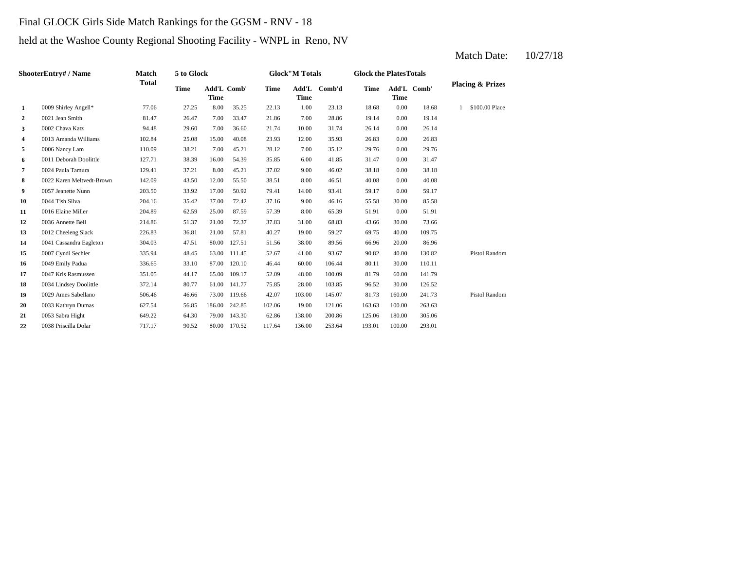Final GLOCK Girls Side Match Rankings for the GGSM - RNV - 18

held at the Washoe County Regional Shooting Facility - WNPL in Reno, NV

Match Date: 10/27/18

| | ShooterEntry# / Name | Match Total | 5 to Glock | | | Glock"M Totals | | | Glock the PlatesTotals | | | Placing & Prizes | |
|---|---|---|---|---|---|---|---|---|---|---|---|---|---|
| | | | Time | Add'L Time | Comb' | Time | Add'L Time | Comb'd | Time | Add'L Time | Comb' | | |
| 1 | 0009 Shirley Angell* | 77.06 | 27.25 | 8.00 | 35.25 | 22.13 | 1.00 | 23.13 | 18.68 | 0.00 | 18.68 | 1 | $100.00 Place |
| 2 | 0021 Jean Smith | 81.47 | 26.47 | 7.00 | 33.47 | 21.86 | 7.00 | 28.86 | 19.14 | 0.00 | 19.14 | | |
| 3 | 0002 Chava Katz | 94.48 | 29.60 | 7.00 | 36.60 | 21.74 | 10.00 | 31.74 | 26.14 | 0.00 | 26.14 | | |
| 4 | 0013 Amanda Williams | 102.84 | 25.08 | 15.00 | 40.08 | 23.93 | 12.00 | 35.93 | 26.83 | 0.00 | 26.83 | | |
| 5 | 0006 Nancy Lam | 110.09 | 38.21 | 7.00 | 45.21 | 28.12 | 7.00 | 35.12 | 29.76 | 0.00 | 29.76 | | |
| 6 | 0011 Deborah Doolittle | 127.71 | 38.39 | 16.00 | 54.39 | 35.85 | 6.00 | 41.85 | 31.47 | 0.00 | 31.47 | | |
| 7 | 0024 Paula Tamura | 129.41 | 37.21 | 8.00 | 45.21 | 37.02 | 9.00 | 46.02 | 38.18 | 0.00 | 38.18 | | |
| 8 | 0022 Karen Meltvedt-Brown | 142.09 | 43.50 | 12.00 | 55.50 | 38.51 | 8.00 | 46.51 | 40.08 | 0.00 | 40.08 | | |
| 9 | 0057 Jeanette Nunn | 203.50 | 33.92 | 17.00 | 50.92 | 79.41 | 14.00 | 93.41 | 59.17 | 0.00 | 59.17 | | |
| 10 | 0044 Tish Silva | 204.16 | 35.42 | 37.00 | 72.42 | 37.16 | 9.00 | 46.16 | 55.58 | 30.00 | 85.58 | | |
| 11 | 0016 Elaine Miller | 204.89 | 62.59 | 25.00 | 87.59 | 57.39 | 8.00 | 65.39 | 51.91 | 0.00 | 51.91 | | |
| 12 | 0036 Annette Bell | 214.86 | 51.37 | 21.00 | 72.37 | 37.83 | 31.00 | 68.83 | 43.66 | 30.00 | 73.66 | | |
| 13 | 0012 Cheeleng Slack | 226.83 | 36.81 | 21.00 | 57.81 | 40.27 | 19.00 | 59.27 | 69.75 | 40.00 | 109.75 | | |
| 14 | 0041 Cassandra Eagleton | 304.03 | 47.51 | 80.00 | 127.51 | 51.56 | 38.00 | 89.56 | 66.96 | 20.00 | 86.96 | | |
| 15 | 0007 Cyndi Sechler | 335.94 | 48.45 | 63.00 | 111.45 | 52.67 | 41.00 | 93.67 | 90.82 | 40.00 | 130.82 | | Pistol Random |
| 16 | 0049 Emily Padua | 336.65 | 33.10 | 87.00 | 120.10 | 46.44 | 60.00 | 106.44 | 80.11 | 30.00 | 110.11 | | |
| 17 | 0047 Kris Rasmussen | 351.05 | 44.17 | 65.00 | 109.17 | 52.09 | 48.00 | 100.09 | 81.79 | 60.00 | 141.79 | | |
| 18 | 0034 Lindsey Doolittle | 372.14 | 80.77 | 61.00 | 141.77 | 75.85 | 28.00 | 103.85 | 96.52 | 30.00 | 126.52 | | |
| 19 | 0029 Ames Sabellano | 506.46 | 46.66 | 73.00 | 119.66 | 42.07 | 103.00 | 145.07 | 81.73 | 160.00 | 241.73 | | Pistol Random |
| 20 | 0033 Kathryn Dumas | 627.54 | 56.85 | 186.00 | 242.85 | 102.06 | 19.00 | 121.06 | 163.63 | 100.00 | 263.63 | | |
| 21 | 0053 Sabra Hight | 649.22 | 64.30 | 79.00 | 143.30 | 62.86 | 138.00 | 200.86 | 125.06 | 180.00 | 305.06 | | |
| 22 | 0038 Priscilla Dolar | 717.17 | 90.52 | 80.00 | 170.52 | 117.64 | 136.00 | 253.64 | 193.01 | 100.00 | 293.01 | | |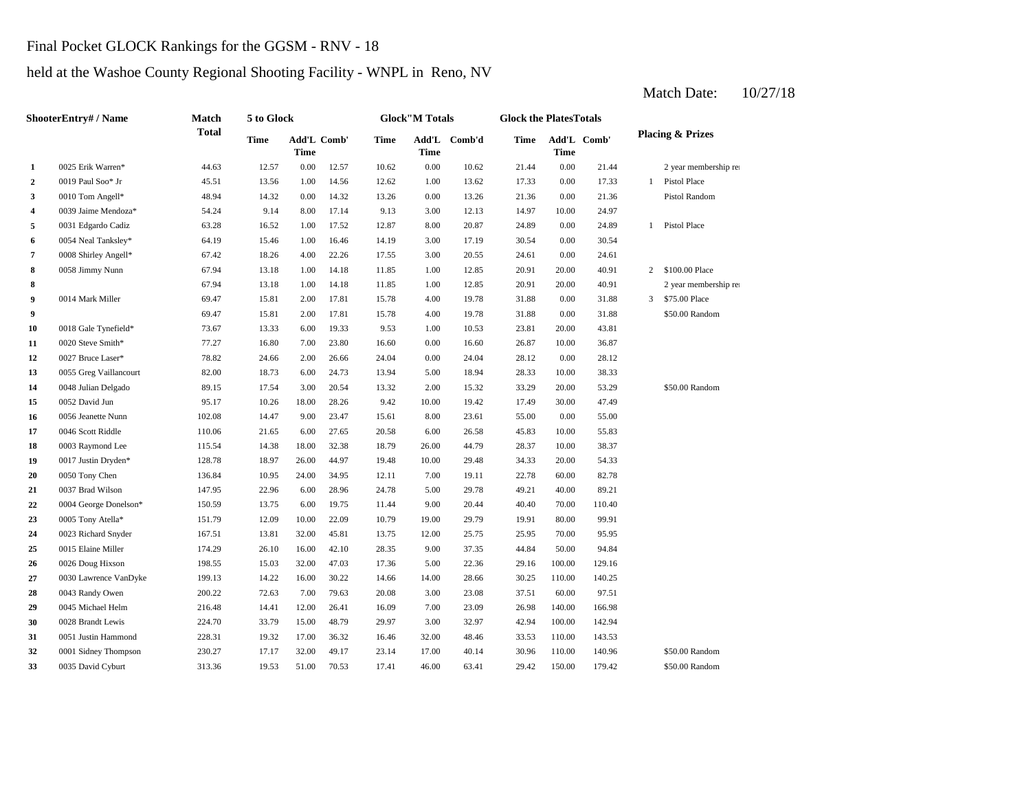Final Pocket GLOCK Rankings for the GGSM - RNV - 18

held at the Washoe County Regional Shooting Facility - WNPL in Reno, NV

Match Date: 10/27/18

| | ShooterEntry# / Name | Match Total | 5 to Glock | | | Glock"M Totals | | | Glock the PlatesTotals | | | Placing & Prizes | |
|---|---|---|---|---|---|---|---|---|---|---|---|---|---|
| | | | Time | Add'L Time | Comb' | Time | Add'L Time | Comb'd | Time | Add'L Time | Comb' | | |
| 1 | 0025 Erik Warren* | 44.63 | 12.57 | 0.00 | 12.57 | 10.62 | 0.00 | 10.62 | 21.44 | 0.00 | 21.44 | | 2 year membership re |
| 2 | 0019 Paul Soo* Jr | 45.51 | 13.56 | 1.00 | 14.56 | 12.62 | 1.00 | 13.62 | 17.33 | 0.00 | 17.33 | 1 | Pistol Place |
| 3 | 0010 Tom Angell* | 48.94 | 14.32 | 0.00 | 14.32 | 13.26 | 0.00 | 13.26 | 21.36 | 0.00 | 21.36 | | Pistol Random |
| 4 | 0039 Jaime Mendoza* | 54.24 | 9.14 | 8.00 | 17.14 | 9.13 | 3.00 | 12.13 | 14.97 | 10.00 | 24.97 | | |
| 5 | 0031 Edgardo Cadiz | 63.28 | 16.52 | 1.00 | 17.52 | 12.87 | 8.00 | 20.87 | 24.89 | 0.00 | 24.89 | 1 | Pistol Place |
| 6 | 0054 Neal Tanksley* | 64.19 | 15.46 | 1.00 | 16.46 | 14.19 | 3.00 | 17.19 | 30.54 | 0.00 | 30.54 | | |
| 7 | 0008 Shirley Angell* | 67.42 | 18.26 | 4.00 | 22.26 | 17.55 | 3.00 | 20.55 | 24.61 | 0.00 | 24.61 | | |
| 8 | 0058 Jimmy Nunn | 67.94 | 13.18 | 1.00 | 14.18 | 11.85 | 1.00 | 12.85 | 20.91 | 20.00 | 40.91 | 2 | $100.00 Place |
| 8 | | 67.94 | 13.18 | 1.00 | 14.18 | 11.85 | 1.00 | 12.85 | 20.91 | 20.00 | 40.91 | | 2 year membership re |
| 9 | 0014 Mark Miller | 69.47 | 15.81 | 2.00 | 17.81 | 15.78 | 4.00 | 19.78 | 31.88 | 0.00 | 31.88 | 3 | $75.00 Place |
| 9 | | 69.47 | 15.81 | 2.00 | 17.81 | 15.78 | 4.00 | 19.78 | 31.88 | 0.00 | 31.88 | | $50.00 Random |
| 10 | 0018 Gale Tynefield* | 73.67 | 13.33 | 6.00 | 19.33 | 9.53 | 1.00 | 10.53 | 23.81 | 20.00 | 43.81 | | |
| 11 | 0020 Steve Smith* | 77.27 | 16.80 | 7.00 | 23.80 | 16.60 | 0.00 | 16.60 | 26.87 | 10.00 | 36.87 | | |
| 12 | 0027 Bruce Laser* | 78.82 | 24.66 | 2.00 | 26.66 | 24.04 | 0.00 | 24.04 | 28.12 | 0.00 | 28.12 | | |
| 13 | 0055 Greg Vaillancourt | 82.00 | 18.73 | 6.00 | 24.73 | 13.94 | 5.00 | 18.94 | 28.33 | 10.00 | 38.33 | | |
| 14 | 0048 Julian Delgado | 89.15 | 17.54 | 3.00 | 20.54 | 13.32 | 2.00 | 15.32 | 33.29 | 20.00 | 53.29 | | $50.00 Random |
| 15 | 0052 David Jun | 95.17 | 10.26 | 18.00 | 28.26 | 9.42 | 10.00 | 19.42 | 17.49 | 30.00 | 47.49 | | |
| 16 | 0056 Jeanette Nunn | 102.08 | 14.47 | 9.00 | 23.47 | 15.61 | 8.00 | 23.61 | 55.00 | 0.00 | 55.00 | | |
| 17 | 0046 Scott Riddle | 110.06 | 21.65 | 6.00 | 27.65 | 20.58 | 6.00 | 26.58 | 45.83 | 10.00 | 55.83 | | |
| 18 | 0003 Raymond Lee | 115.54 | 14.38 | 18.00 | 32.38 | 18.79 | 26.00 | 44.79 | 28.37 | 10.00 | 38.37 | | |
| 19 | 0017 Justin Dryden* | 128.78 | 18.97 | 26.00 | 44.97 | 19.48 | 10.00 | 29.48 | 34.33 | 20.00 | 54.33 | | |
| 20 | 0050 Tony Chen | 136.84 | 10.95 | 24.00 | 34.95 | 12.11 | 7.00 | 19.11 | 22.78 | 60.00 | 82.78 | | |
| 21 | 0037 Brad Wilson | 147.95 | 22.96 | 6.00 | 28.96 | 24.78 | 5.00 | 29.78 | 49.21 | 40.00 | 89.21 | | |
| 22 | 0004 George Donelson* | 150.59 | 13.75 | 6.00 | 19.75 | 11.44 | 9.00 | 20.44 | 40.40 | 70.00 | 110.40 | | |
| 23 | 0005 Tony Atella* | 151.79 | 12.09 | 10.00 | 22.09 | 10.79 | 19.00 | 29.79 | 19.91 | 80.00 | 99.91 | | |
| 24 | 0023 Richard Snyder | 167.51 | 13.81 | 32.00 | 45.81 | 13.75 | 12.00 | 25.75 | 25.95 | 70.00 | 95.95 | | |
| 25 | 0015 Elaine Miller | 174.29 | 26.10 | 16.00 | 42.10 | 28.35 | 9.00 | 37.35 | 44.84 | 50.00 | 94.84 | | |
| 26 | 0026 Doug Hixson | 198.55 | 15.03 | 32.00 | 47.03 | 17.36 | 5.00 | 22.36 | 29.16 | 100.00 | 129.16 | | |
| 27 | 0030 Lawrence VanDyke | 199.13 | 14.22 | 16.00 | 30.22 | 14.66 | 14.00 | 28.66 | 30.25 | 110.00 | 140.25 | | |
| 28 | 0043 Randy Owen | 200.22 | 72.63 | 7.00 | 79.63 | 20.08 | 3.00 | 23.08 | 37.51 | 60.00 | 97.51 | | |
| 29 | 0045 Michael Helm | 216.48 | 14.41 | 12.00 | 26.41 | 16.09 | 7.00 | 23.09 | 26.98 | 140.00 | 166.98 | | |
| 30 | 0028 Brandt Lewis | 224.70 | 33.79 | 15.00 | 48.79 | 29.97 | 3.00 | 32.97 | 42.94 | 100.00 | 142.94 | | |
| 31 | 0051 Justin Hammond | 228.31 | 19.32 | 17.00 | 36.32 | 16.46 | 32.00 | 48.46 | 33.53 | 110.00 | 143.53 | | |
| 32 | 0001 Sidney Thompson | 230.27 | 17.17 | 32.00 | 49.17 | 23.14 | 17.00 | 40.14 | 30.96 | 110.00 | 140.96 | | $50.00 Random |
| 33 | 0035 David Cyburt | 313.36 | 19.53 | 51.00 | 70.53 | 17.41 | 46.00 | 63.41 | 29.42 | 150.00 | 179.42 | | $50.00 Random |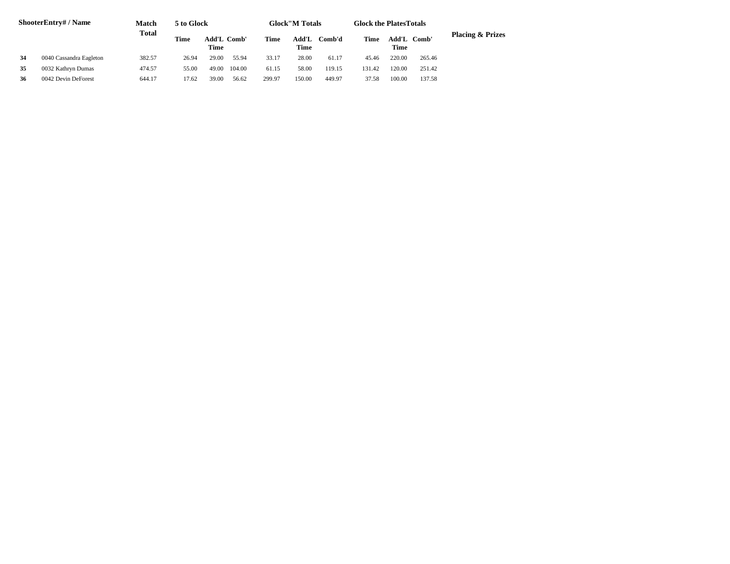| Shooter | Entry# / Name | Match Total | 5 to Glock | | | Glock"M Totals | | | Glock the Plates Totals | | | Placing & Prizes |
|---|---|---|---|---|---|---|---|---|---|---|---|---|
| | | | Time | Add'L Time | Comb' | Time | Add'L Time | Comb'd | Time | Add'L Time | Comb' | |
| **34** | 0040 Cassandra Eagleton | 382.57 | 26.94 | 29.00 | 55.94 | 33.17 | 28.00 | 61.17 | 45.46 | 220.00 | 265.46 | |
| **35** | 0032 Kathryn Dumas | 474.57 | 55.00 | 49.00 | 104.00 | 61.15 | 58.00 | 119.15 | 131.42 | 120.00 | 251.42 | |
| **36** | 0042 Devin DeForest | 644.17 | 17.62 | 39.00 | 56.62 | 299.97 | 150.00 | 449.97 | 37.58 | 100.00 | 137.58 | |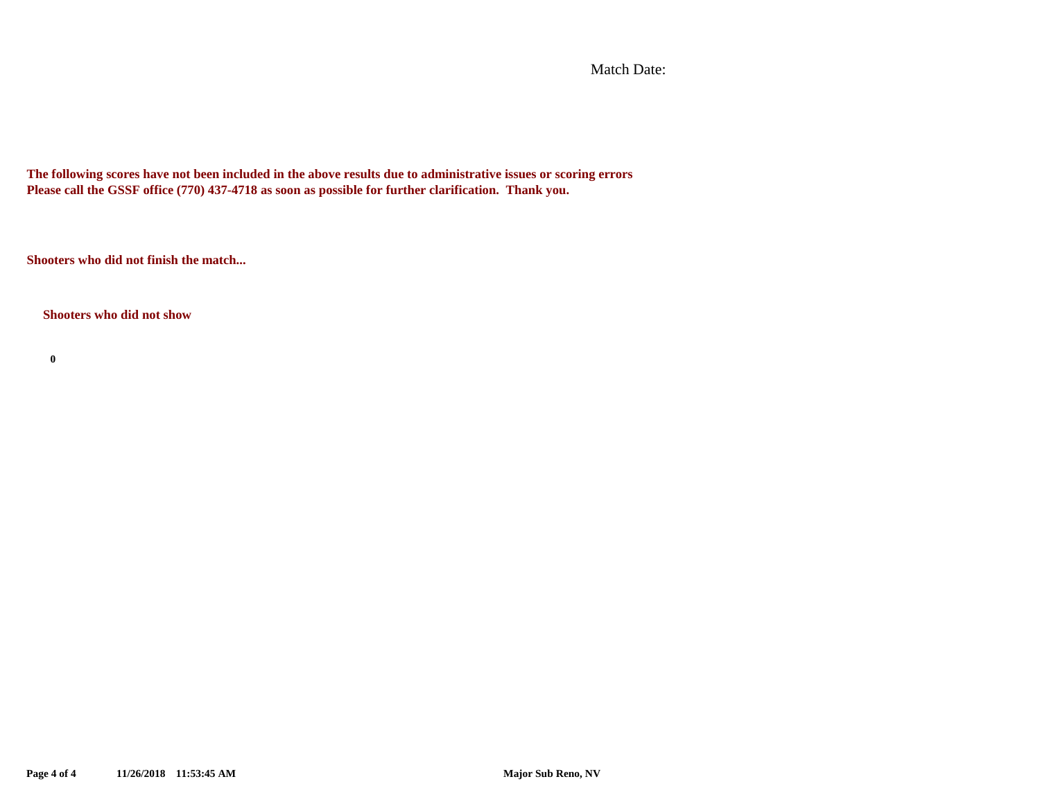Match Date:

**The following scores have not been included in the above results due to administrative issues or scoring errors**
**Please call the GSSF office (770) 437-4718 as soon as possible for further clarification. Thank you.**

**Shooters who did not finish the match...**

**Shooters who did not show**

**0**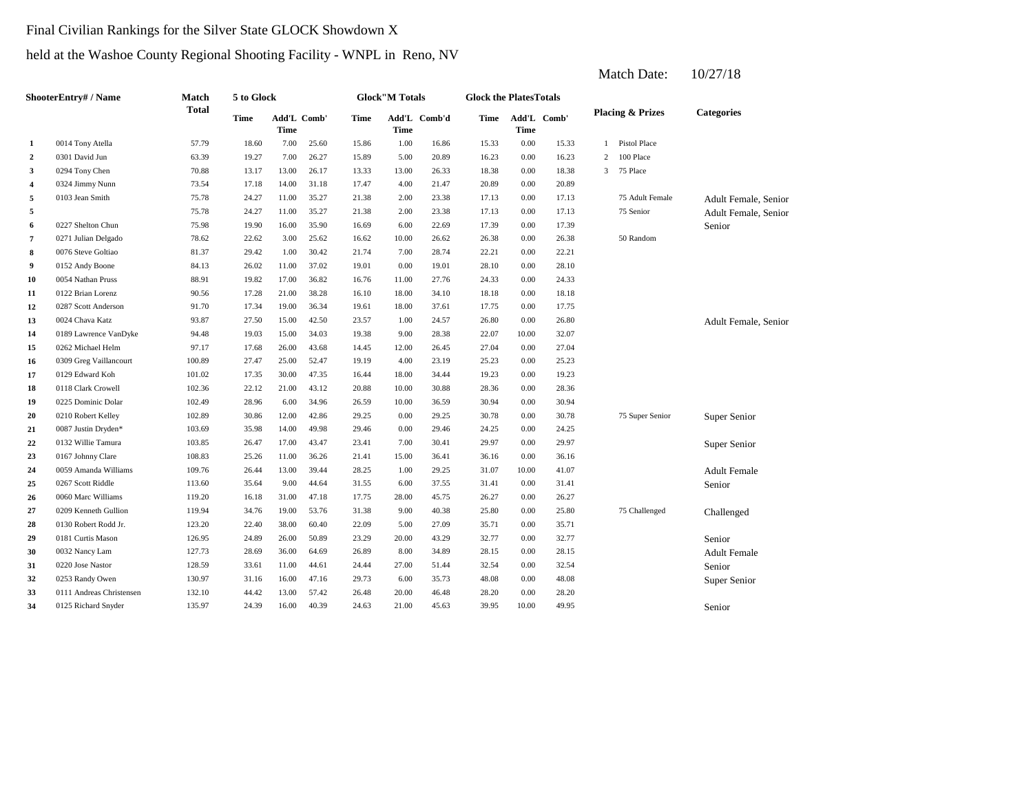Final Civilian Rankings for the Silver State GLOCK Showdown X

held at the Washoe County Regional Shooting Facility - WNPL in Reno, NV

Match Date: 10/27/18

| ShooterEntry# / Name | | Match Total | 5 to Glock | | | Glock"M Totals | | | Glock the PlatesTotals | | | Placing & Prizes | | Categories |
|---|---|---|---|---|---|---|---|---|---|---|---|---|---|---|
| | | | Time | Add'L Time | Comb' | Time | Add'L Time | Comb'd | Time | Add'L Time | Comb' | | | |
| 1 | 0014 Tony Atella | 57.79 | 18.60 | 7.00 | 25.60 | 15.86 | 1.00 | 16.86 | 15.33 | 0.00 | 15.33 | 1 | Pistol Place | |
| 2 | 0301 David Jun | 63.39 | 19.27 | 7.00 | 26.27 | 15.89 | 5.00 | 20.89 | 16.23 | 0.00 | 16.23 | 2 | 100 Place | |
| 3 | 0294 Tony Chen | 70.88 | 13.17 | 13.00 | 26.17 | 13.33 | 13.00 | 26.33 | 18.38 | 0.00 | 18.38 | 3 | 75 Place | |
| 4 | 0324 Jimmy Nunn | 73.54 | 17.18 | 14.00 | 31.18 | 17.47 | 4.00 | 21.47 | 20.89 | 0.00 | 20.89 | | | |
| 5 | 0103 Jean Smith | 75.78 | 24.27 | 11.00 | 35.27 | 21.38 | 2.00 | 23.38 | 17.13 | 0.00 | 17.13 | | 75 Adult Female | Adult Female, Senior |
| 5 | | 75.78 | 24.27 | 11.00 | 35.27 | 21.38 | 2.00 | 23.38 | 17.13 | 0.00 | 17.13 | | 75 Senior | Adult Female, Senior |
| 6 | 0227 Shelton Chun | 75.98 | 19.90 | 16.00 | 35.90 | 16.69 | 6.00 | 22.69 | 17.39 | 0.00 | 17.39 | | | Senior |
| 7 | 0271 Julian Delgado | 78.62 | 22.62 | 3.00 | 25.62 | 16.62 | 10.00 | 26.62 | 26.38 | 0.00 | 26.38 | | 50 Random | |
| 8 | 0076 Steve Goltiao | 81.37 | 29.42 | 1.00 | 30.42 | 21.74 | 7.00 | 28.74 | 22.21 | 0.00 | 22.21 | | | |
| 9 | 0152 Andy Boone | 84.13 | 26.02 | 11.00 | 37.02 | 19.01 | 0.00 | 19.01 | 28.10 | 0.00 | 28.10 | | | |
| 10 | 0054 Nathan Pruss | 88.91 | 19.82 | 17.00 | 36.82 | 16.76 | 11.00 | 27.76 | 24.33 | 0.00 | 24.33 | | | |
| 11 | 0122 Brian Lorenz | 90.56 | 17.28 | 21.00 | 38.28 | 16.10 | 18.00 | 34.10 | 18.18 | 0.00 | 18.18 | | | |
| 12 | 0287 Scott Anderson | 91.70 | 17.34 | 19.00 | 36.34 | 19.61 | 18.00 | 37.61 | 17.75 | 0.00 | 17.75 | | | |
| 13 | 0024 Chava Katz | 93.87 | 27.50 | 15.00 | 42.50 | 23.57 | 1.00 | 24.57 | 26.80 | 0.00 | 26.80 | | | Adult Female, Senior |
| 14 | 0189 Lawrence VanDyke | 94.48 | 19.03 | 15.00 | 34.03 | 19.38 | 9.00 | 28.38 | 22.07 | 10.00 | 32.07 | | | |
| 15 | 0262 Michael Helm | 97.17 | 17.68 | 26.00 | 43.68 | 14.45 | 12.00 | 26.45 | 27.04 | 0.00 | 27.04 | | | |
| 16 | 0309 Greg Vaillancourt | 100.89 | 27.47 | 25.00 | 52.47 | 19.19 | 4.00 | 23.19 | 25.23 | 0.00 | 25.23 | | | |
| 17 | 0129 Edward Koh | 101.02 | 17.35 | 30.00 | 47.35 | 16.44 | 18.00 | 34.44 | 19.23 | 0.00 | 19.23 | | | |
| 18 | 0118 Clark Crowell | 102.36 | 22.12 | 21.00 | 43.12 | 20.88 | 10.00 | 30.88 | 28.36 | 0.00 | 28.36 | | | |
| 19 | 0225 Dominic Dolar | 102.49 | 28.96 | 6.00 | 34.96 | 26.59 | 10.00 | 36.59 | 30.94 | 0.00 | 30.94 | | | |
| 20 | 0210 Robert Kelley | 102.89 | 30.86 | 12.00 | 42.86 | 29.25 | 0.00 | 29.25 | 30.78 | 0.00 | 30.78 | | 75 Super Senior | Super Senior |
| 21 | 0087 Justin Dryden* | 103.69 | 35.98 | 14.00 | 49.98 | 29.46 | 0.00 | 29.46 | 24.25 | 0.00 | 24.25 | | | |
| 22 | 0132 Willie Tamura | 103.85 | 26.47 | 17.00 | 43.47 | 23.41 | 7.00 | 30.41 | 29.97 | 0.00 | 29.97 | | | Super Senior |
| 23 | 0167 Johnny Clare | 108.83 | 25.26 | 11.00 | 36.26 | 21.41 | 15.00 | 36.41 | 36.16 | 0.00 | 36.16 | | | |
| 24 | 0059 Amanda Williams | 109.76 | 26.44 | 13.00 | 39.44 | 28.25 | 1.00 | 29.25 | 31.07 | 10.00 | 41.07 | | | Adult Female |
| 25 | 0267 Scott Riddle | 113.60 | 35.64 | 9.00 | 44.64 | 31.55 | 6.00 | 37.55 | 31.41 | 0.00 | 31.41 | | | Senior |
| 26 | 0060 Marc Williams | 119.20 | 16.18 | 31.00 | 47.18 | 17.75 | 28.00 | 45.75 | 26.27 | 0.00 | 26.27 | | | |
| 27 | 0209 Kenneth Gullion | 119.94 | 34.76 | 19.00 | 53.76 | 31.38 | 9.00 | 40.38 | 25.80 | 0.00 | 25.80 | | 75 Challenged | Challenged |
| 28 | 0130 Robert Rodd Jr. | 123.20 | 22.40 | 38.00 | 60.40 | 22.09 | 5.00 | 27.09 | 35.71 | 0.00 | 35.71 | | | |
| 29 | 0181 Curtis Mason | 126.95 | 24.89 | 26.00 | 50.89 | 23.29 | 20.00 | 43.29 | 32.77 | 0.00 | 32.77 | | | Senior |
| 30 | 0032 Nancy Lam | 127.73 | 28.69 | 36.00 | 64.69 | 26.89 | 8.00 | 34.89 | 28.15 | 0.00 | 28.15 | | | Adult Female |
| 31 | 0220 Jose Nastor | 128.59 | 33.61 | 11.00 | 44.61 | 24.44 | 27.00 | 51.44 | 32.54 | 0.00 | 32.54 | | | Senior |
| 32 | 0253 Randy Owen | 130.97 | 31.16 | 16.00 | 47.16 | 29.73 | 6.00 | 35.73 | 48.08 | 0.00 | 48.08 | | | Super Senior |
| 33 | 0111 Andreas Christensen | 132.10 | 44.42 | 13.00 | 57.42 | 26.48 | 20.00 | 46.48 | 28.20 | 0.00 | 28.20 | | | |
| 34 | 0125 Richard Snyder | 135.97 | 24.39 | 16.00 | 40.39 | 24.63 | 21.00 | 45.63 | 39.95 | 10.00 | 49.95 | | | Senior |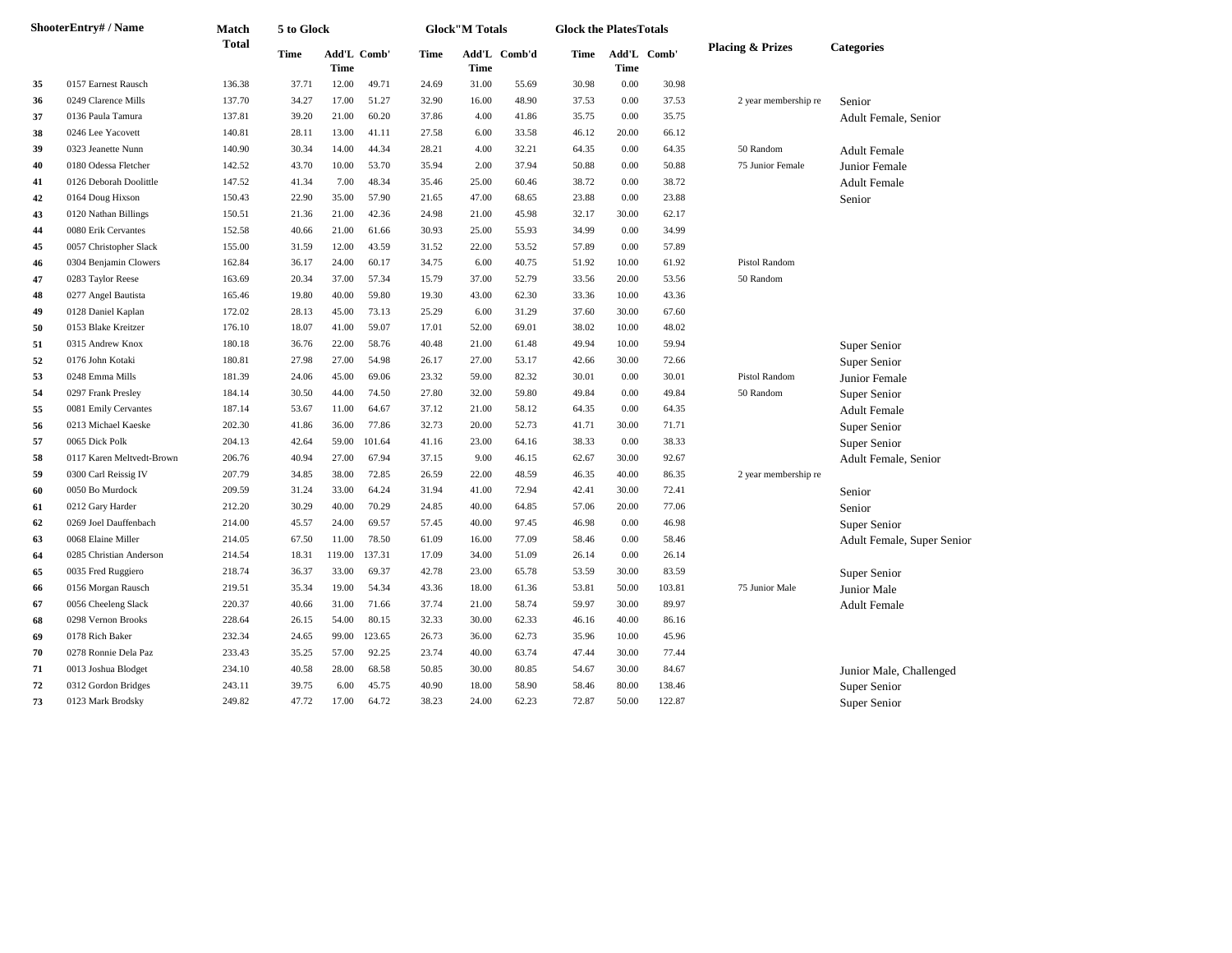| Shooter | Entry# / Name | Match Total | 5 to Glock | | | Glock"M Totals | | | Glock the Plates Totals | | | Placing & Prizes | Categories |
|---|---|---|---|---|---|---|---|---|---|---|---|---|---|
| | | | Time | Add'L Time | Comb' | Time | Add'L Time | Comb'd | Time | Add'L Time | Comb' | | |
| 35 | 0157 Earnest Rausch | 136.38 | 37.71 | 12.00 | 49.71 | 24.69 | 31.00 | 55.69 | 30.98 | 0.00 | 30.98 | | |
| 36 | 0249 Clarence Mills | 137.70 | 34.27 | 17.00 | 51.27 | 32.90 | 16.00 | 48.90 | 37.53 | 0.00 | 37.53 | 2 year membership re | Senior |
| 37 | 0136 Paula Tamura | 137.81 | 39.20 | 21.00 | 60.20 | 37.86 | 4.00 | 41.86 | 35.75 | 0.00 | 35.75 | | Adult Female, Senior |
| 38 | 0246 Lee Yacovett | 140.81 | 28.11 | 13.00 | 41.11 | 27.58 | 6.00 | 33.58 | 46.12 | 20.00 | 66.12 | | |
| 39 | 0323 Jeanette Nunn | 140.90 | 30.34 | 14.00 | 44.34 | 28.21 | 4.00 | 32.21 | 64.35 | 0.00 | 64.35 | 50 Random | Adult Female |
| 40 | 0180 Odessa Fletcher | 142.52 | 43.70 | 10.00 | 53.70 | 35.94 | 2.00 | 37.94 | 50.88 | 0.00 | 50.88 | 75 Junior Female | Junior Female |
| 41 | 0126 Deborah Doolittle | 147.52 | 41.34 | 7.00 | 48.34 | 35.46 | 25.00 | 60.46 | 38.72 | 0.00 | 38.72 | | Adult Female |
| 42 | 0164 Doug Hixson | 150.43 | 22.90 | 35.00 | 57.90 | 21.65 | 47.00 | 68.65 | 23.88 | 0.00 | 23.88 | | Senior |
| 43 | 0120 Nathan Billings | 150.51 | 21.36 | 21.00 | 42.36 | 24.98 | 21.00 | 45.98 | 32.17 | 30.00 | 62.17 | | |
| 44 | 0080 Erik Cervantes | 152.58 | 40.66 | 21.00 | 61.66 | 30.93 | 25.00 | 55.93 | 34.99 | 0.00 | 34.99 | | |
| 45 | 0057 Christopher Slack | 155.00 | 31.59 | 12.00 | 43.59 | 31.52 | 22.00 | 53.52 | 57.89 | 0.00 | 57.89 | | |
| 46 | 0304 Benjamin Clowers | 162.84 | 36.17 | 24.00 | 60.17 | 34.75 | 6.00 | 40.75 | 51.92 | 10.00 | 61.92 | Pistol Random | |
| 47 | 0283 Taylor Reese | 163.69 | 20.34 | 37.00 | 57.34 | 15.79 | 37.00 | 52.79 | 33.56 | 20.00 | 53.56 | 50 Random | |
| 48 | 0277 Angel Bautista | 165.46 | 19.80 | 40.00 | 59.80 | 19.30 | 43.00 | 62.30 | 33.36 | 10.00 | 43.36 | | |
| 49 | 0128 Daniel Kaplan | 172.02 | 28.13 | 45.00 | 73.13 | 25.29 | 6.00 | 31.29 | 37.60 | 30.00 | 67.60 | | |
| 50 | 0153 Blake Kreitzer | 176.10 | 18.07 | 41.00 | 59.07 | 17.01 | 52.00 | 69.01 | 38.02 | 10.00 | 48.02 | | |
| 51 | 0315 Andrew Knox | 180.18 | 36.76 | 22.00 | 58.76 | 40.48 | 21.00 | 61.48 | 49.94 | 10.00 | 59.94 | | Super Senior |
| 52 | 0176 John Kotaki | 180.81 | 27.98 | 27.00 | 54.98 | 26.17 | 27.00 | 53.17 | 42.66 | 30.00 | 72.66 | | Super Senior |
| 53 | 0248 Emma Mills | 181.39 | 24.06 | 45.00 | 69.06 | 23.32 | 59.00 | 82.32 | 30.01 | 0.00 | 30.01 | Pistol Random | Junior Female |
| 54 | 0297 Frank Presley | 184.14 | 30.50 | 44.00 | 74.50 | 27.80 | 32.00 | 59.80 | 49.84 | 0.00 | 49.84 | 50 Random | Super Senior |
| 55 | 0081 Emily Cervantes | 187.14 | 53.67 | 11.00 | 64.67 | 37.12 | 21.00 | 58.12 | 64.35 | 0.00 | 64.35 | | Adult Female |
| 56 | 0213 Michael Kaeske | 202.30 | 41.86 | 36.00 | 77.86 | 32.73 | 20.00 | 52.73 | 41.71 | 30.00 | 71.71 | | Super Senior |
| 57 | 0065 Dick Polk | 204.13 | 42.64 | 59.00 | 101.64 | 41.16 | 23.00 | 64.16 | 38.33 | 0.00 | 38.33 | | Super Senior |
| 58 | 0117 Karen Meltvedt-Brown | 206.76 | 40.94 | 27.00 | 67.94 | 37.15 | 9.00 | 46.15 | 62.67 | 30.00 | 92.67 | | Adult Female, Senior |
| 59 | 0300 Carl Reissig IV | 207.79 | 34.85 | 38.00 | 72.85 | 26.59 | 22.00 | 48.59 | 46.35 | 40.00 | 86.35 | 2 year membership re | |
| 60 | 0050 Bo Murdock | 209.59 | 31.24 | 33.00 | 64.24 | 31.94 | 41.00 | 72.94 | 42.41 | 30.00 | 72.41 | | Senior |
| 61 | 0212 Gary Harder | 212.20 | 30.29 | 40.00 | 70.29 | 24.85 | 40.00 | 64.85 | 57.06 | 20.00 | 77.06 | | Senior |
| 62 | 0269 Joel Dauffenbach | 214.00 | 45.57 | 24.00 | 69.57 | 57.45 | 40.00 | 97.45 | 46.98 | 0.00 | 46.98 | | Super Senior |
| 63 | 0068 Elaine Miller | 214.05 | 67.50 | 11.00 | 78.50 | 61.09 | 16.00 | 77.09 | 58.46 | 0.00 | 58.46 | | Adult Female, Super Senior |
| 64 | 0285 Christian Anderson | 214.54 | 18.31 | 119.00 | 137.31 | 17.09 | 34.00 | 51.09 | 26.14 | 0.00 | 26.14 | | |
| 65 | 0035 Fred Ruggiero | 218.74 | 36.37 | 33.00 | 69.37 | 42.78 | 23.00 | 65.78 | 53.59 | 30.00 | 83.59 | | Super Senior |
| 66 | 0156 Morgan Rausch | 219.51 | 35.34 | 19.00 | 54.34 | 43.36 | 18.00 | 61.36 | 53.81 | 50.00 | 103.81 | 75 Junior Male | Junior Male |
| 67 | 0056 Cheeleng Slack | 220.37 | 40.66 | 31.00 | 71.66 | 37.74 | 21.00 | 58.74 | 59.97 | 30.00 | 89.97 | | Adult Female |
| 68 | 0298 Vernon Brooks | 228.64 | 26.15 | 54.00 | 80.15 | 32.33 | 30.00 | 62.33 | 46.16 | 40.00 | 86.16 | | |
| 69 | 0178 Rich Baker | 232.34 | 24.65 | 99.00 | 123.65 | 26.73 | 36.00 | 62.73 | 35.96 | 10.00 | 45.96 | | |
| 70 | 0278 Ronnie Dela Paz | 233.43 | 35.25 | 57.00 | 92.25 | 23.74 | 40.00 | 63.74 | 47.44 | 30.00 | 77.44 | | |
| 71 | 0013 Joshua Blodget | 234.10 | 40.58 | 28.00 | 68.58 | 50.85 | 30.00 | 80.85 | 54.67 | 30.00 | 84.67 | | Junior Male, Challenged |
| 72 | 0312 Gordon Bridges | 243.11 | 39.75 | 6.00 | 45.75 | 40.90 | 18.00 | 58.90 | 58.46 | 80.00 | 138.46 | | Super Senior |
| 73 | 0123 Mark Brodsky | 249.82 | 47.72 | 17.00 | 64.72 | 38.23 | 24.00 | 62.23 | 72.87 | 50.00 | 122.87 | | Super Senior |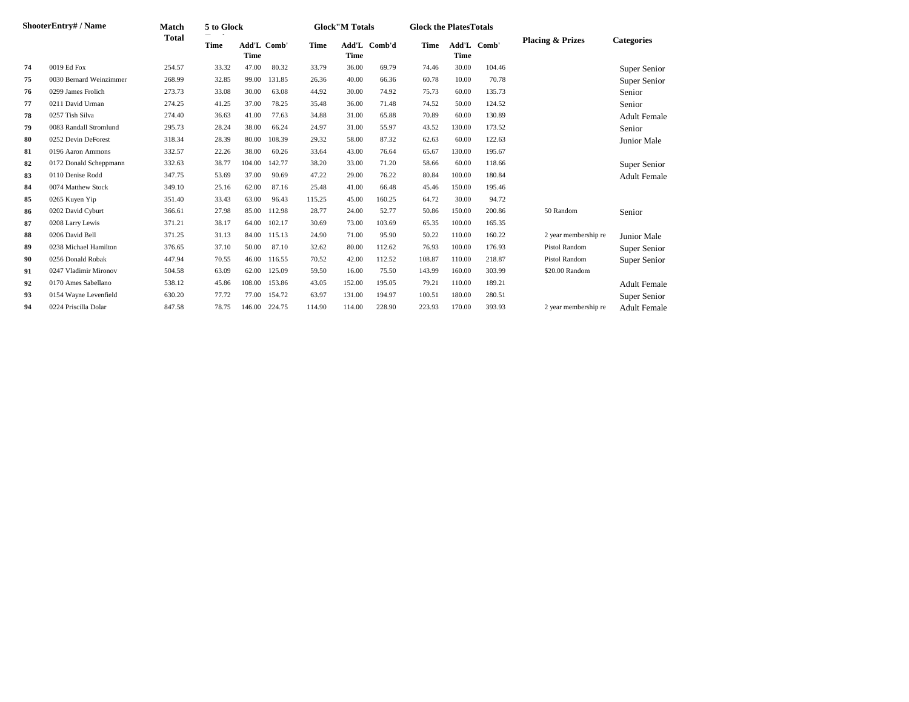| Shooter | Entry# / Name | Match Total | 5 to Glock |  |  | Glock"M Totals |  |  | Glock the Plates Totals |  |  | Placing & Prizes | Categories |
|---|---|---|---|---|---|---|---|---|---|---|---|---|---|
|  |  |  | Time | Add'L Time | Comb' | Time | Add'L Time | Comb'd | Time | Add'L Time | Comb' |  |  |
| 74 | 0019 Ed Fox | 254.57 | 33.32 | 47.00 | 80.32 | 33.79 | 36.00 | 69.79 | 74.46 | 30.00 | 104.46 |  | Super Senior |
| 75 | 0030 Bernard Weinzimmer | 268.99 | 32.85 | 99.00 | 131.85 | 26.36 | 40.00 | 66.36 | 60.78 | 10.00 | 70.78 |  | Super Senior |
| 76 | 0299 James Frolich | 273.73 | 33.08 | 30.00 | 63.08 | 44.92 | 30.00 | 74.92 | 75.73 | 60.00 | 135.73 |  | Senior |
| 77 | 0211 David Urman | 274.25 | 41.25 | 37.00 | 78.25 | 35.48 | 36.00 | 71.48 | 74.52 | 50.00 | 124.52 |  | Senior |
| 78 | 0257 Tish Silva | 274.40 | 36.63 | 41.00 | 77.63 | 34.88 | 31.00 | 65.88 | 70.89 | 60.00 | 130.89 |  | Adult Female |
| 79 | 0083 Randall Stromlund | 295.73 | 28.24 | 38.00 | 66.24 | 24.97 | 31.00 | 55.97 | 43.52 | 130.00 | 173.52 |  | Senior |
| 80 | 0252 Devin DeForest | 318.34 | 28.39 | 80.00 | 108.39 | 29.32 | 58.00 | 87.32 | 62.63 | 60.00 | 122.63 |  | Junior Male |
| 81 | 0196 Aaron Ammons | 332.57 | 22.26 | 38.00 | 60.26 | 33.64 | 43.00 | 76.64 | 65.67 | 130.00 | 195.67 |  |  |
| 82 | 0172 Donald Scheppmann | 332.63 | 38.77 | 104.00 | 142.77 | 38.20 | 33.00 | 71.20 | 58.66 | 60.00 | 118.66 |  | Super Senior |
| 83 | 0110 Denise Rodd | 347.75 | 53.69 | 37.00 | 90.69 | 47.22 | 29.00 | 76.22 | 80.84 | 100.00 | 180.84 |  | Adult Female |
| 84 | 0074 Matthew Stock | 349.10 | 25.16 | 62.00 | 87.16 | 25.48 | 41.00 | 66.48 | 45.46 | 150.00 | 195.46 |  |  |
| 85 | 0265 Kuyen Yip | 351.40 | 33.43 | 63.00 | 96.43 | 115.25 | 45.00 | 160.25 | 64.72 | 30.00 | 94.72 |  |  |
| 86 | 0202 David Cyburt | 366.61 | 27.98 | 85.00 | 112.98 | 28.77 | 24.00 | 52.77 | 50.86 | 150.00 | 200.86 | 50 Random | Senior |
| 87 | 0208 Larry Lewis | 371.21 | 38.17 | 64.00 | 102.17 | 30.69 | 73.00 | 103.69 | 65.35 | 100.00 | 165.35 |  |  |
| 88 | 0206 David Bell | 371.25 | 31.13 | 84.00 | 115.13 | 24.90 | 71.00 | 95.90 | 50.22 | 110.00 | 160.22 | 2 year membership re | Junior Male |
| 89 | 0238 Michael Hamilton | 376.65 | 37.10 | 50.00 | 87.10 | 32.62 | 80.00 | 112.62 | 76.93 | 100.00 | 176.93 | Pistol Random | Super Senior |
| 90 | 0256 Donald Robak | 447.94 | 70.55 | 46.00 | 116.55 | 70.52 | 42.00 | 112.52 | 108.87 | 110.00 | 218.87 | Pistol Random | Super Senior |
| 91 | 0247 Vladimir Mironov | 504.58 | 63.09 | 62.00 | 125.09 | 59.50 | 16.00 | 75.50 | 143.99 | 160.00 | 303.99 | $20.00 Random |  |
| 92 | 0170 Ames Sabellano | 538.12 | 45.86 | 108.00 | 153.86 | 43.05 | 152.00 | 195.05 | 79.21 | 110.00 | 189.21 |  | Adult Female |
| 93 | 0154 Wayne Levenfield | 630.20 | 77.72 | 77.00 | 154.72 | 63.97 | 131.00 | 194.97 | 100.51 | 180.00 | 280.51 |  | Super Senior |
| 94 | 0224 Priscilla Dolar | 847.58 | 78.75 | 146.00 | 224.75 | 114.90 | 114.00 | 228.90 | 223.93 | 170.00 | 393.93 | 2 year membership re | Adult Female |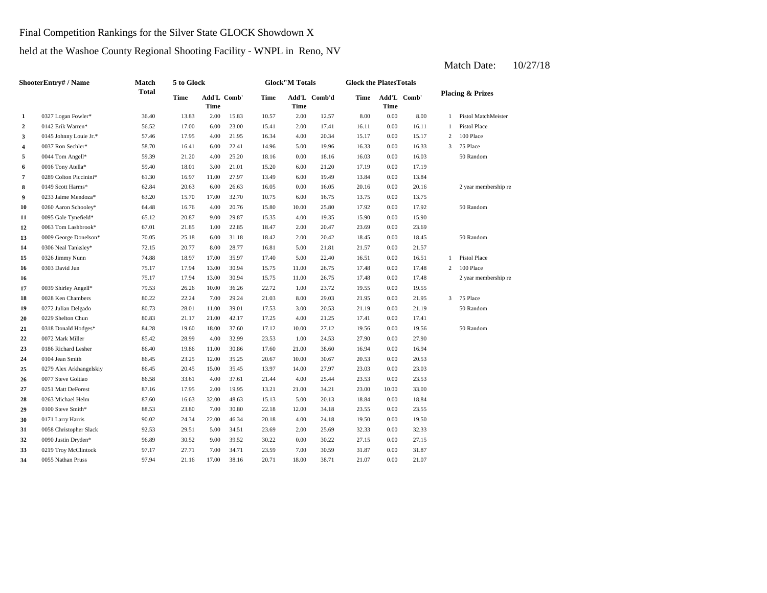Final Competition Rankings for the Silver State GLOCK Showdown X

held at the Washoe County Regional Shooting Facility - WNPL in Reno, NV

Match Date: 10/27/18

| | ShooterEntry# / Name | Match Total | 5 to Glock | | | Glock"M Totals | | | Glock the PlatesTotals | | | Placing & Prizes | |
|---|---|---|---|---|---|---|---|---|---|---|---|---|---|
| | | | Time | Add'L Time | Comb' | Time | Add'L Time | Comb'd | Time | Add'L Time | Comb' | | |
| 1 | 0327 Logan Fowler* | 36.40 | 13.83 | 2.00 | 15.83 | 10.57 | 2.00 | 12.57 | 8.00 | 0.00 | 8.00 | 1 | Pistol MatchMeister |
| 2 | 0142 Erik Warren* | 56.52 | 17.00 | 6.00 | 23.00 | 15.41 | 2.00 | 17.41 | 16.11 | 0.00 | 16.11 | 1 | Pistol Place |
| 3 | 0145 Johnny Louie Jr.* | 57.46 | 17.95 | 4.00 | 21.95 | 16.34 | 4.00 | 20.34 | 15.17 | 0.00 | 15.17 | 2 | 100 Place |
| 4 | 0037 Ron Sechler* | 58.70 | 16.41 | 6.00 | 22.41 | 14.96 | 5.00 | 19.96 | 16.33 | 0.00 | 16.33 | 3 | 75 Place |
| 5 | 0044 Tom Angell* | 59.39 | 21.20 | 4.00 | 25.20 | 18.16 | 0.00 | 18.16 | 16.03 | 0.00 | 16.03 | | 50 Random |
| 6 | 0016 Tony Atella* | 59.40 | 18.01 | 3.00 | 21.01 | 15.20 | 6.00 | 21.20 | 17.19 | 0.00 | 17.19 | | |
| 7 | 0289 Colton Piccinini* | 61.30 | 16.97 | 11.00 | 27.97 | 13.49 | 6.00 | 19.49 | 13.84 | 0.00 | 13.84 | | |
| 8 | 0149 Scott Harms* | 62.84 | 20.63 | 6.00 | 26.63 | 16.05 | 0.00 | 16.05 | 20.16 | 0.00 | 20.16 | | 2 year membership re |
| 9 | 0233 Jaime Mendoza* | 63.20 | 15.70 | 17.00 | 32.70 | 10.75 | 6.00 | 16.75 | 13.75 | 0.00 | 13.75 | | |
| 10 | 0260 Aaron Schooley* | 64.48 | 16.76 | 4.00 | 20.76 | 15.80 | 10.00 | 25.80 | 17.92 | 0.00 | 17.92 | | 50 Random |
| 11 | 0095 Gale Tynefield* | 65.12 | 20.87 | 9.00 | 29.87 | 15.35 | 4.00 | 19.35 | 15.90 | 0.00 | 15.90 | | |
| 12 | 0063 Tom Lashbrook* | 67.01 | 21.85 | 1.00 | 22.85 | 18.47 | 2.00 | 20.47 | 23.69 | 0.00 | 23.69 | | |
| 13 | 0009 George Donelson* | 70.05 | 25.18 | 6.00 | 31.18 | 18.42 | 2.00 | 20.42 | 18.45 | 0.00 | 18.45 | | 50 Random |
| 14 | 0306 Neal Tanksley* | 72.15 | 20.77 | 8.00 | 28.77 | 16.81 | 5.00 | 21.81 | 21.57 | 0.00 | 21.57 | | |
| 15 | 0326 Jimmy Nunn | 74.88 | 18.97 | 17.00 | 35.97 | 17.40 | 5.00 | 22.40 | 16.51 | 0.00 | 16.51 | 1 | Pistol Place |
| 16 | 0303 David Jun | 75.17 | 17.94 | 13.00 | 30.94 | 15.75 | 11.00 | 26.75 | 17.48 | 0.00 | 17.48 | 2 | 100 Place |
| 16 | | 75.17 | 17.94 | 13.00 | 30.94 | 15.75 | 11.00 | 26.75 | 17.48 | 0.00 | 17.48 | | 2 year membership re |
| 17 | 0039 Shirley Angell* | 79.53 | 26.26 | 10.00 | 36.26 | 22.72 | 1.00 | 23.72 | 19.55 | 0.00 | 19.55 | | |
| 18 | 0028 Ken Chambers | 80.22 | 22.24 | 7.00 | 29.24 | 21.03 | 8.00 | 29.03 | 21.95 | 0.00 | 21.95 | 3 | 75 Place |
| 19 | 0272 Julian Delgado | 80.73 | 28.01 | 11.00 | 39.01 | 17.53 | 3.00 | 20.53 | 21.19 | 0.00 | 21.19 | | 50 Random |
| 20 | 0229 Shelton Chun | 80.83 | 21.17 | 21.00 | 42.17 | 17.25 | 4.00 | 21.25 | 17.41 | 0.00 | 17.41 | | |
| 21 | 0318 Donald Hodges* | 84.28 | 19.60 | 18.00 | 37.60 | 17.12 | 10.00 | 27.12 | 19.56 | 0.00 | 19.56 | | 50 Random |
| 22 | 0072 Mark Miller | 85.42 | 28.99 | 4.00 | 32.99 | 23.53 | 1.00 | 24.53 | 27.90 | 0.00 | 27.90 | | |
| 23 | 0186 Richard Lesher | 86.40 | 19.86 | 11.00 | 30.86 | 17.60 | 21.00 | 38.60 | 16.94 | 0.00 | 16.94 | | |
| 24 | 0104 Jean Smith | 86.45 | 23.25 | 12.00 | 35.25 | 20.67 | 10.00 | 30.67 | 20.53 | 0.00 | 20.53 | | |
| 25 | 0279 Alex Arkhangelskiy | 86.45 | 20.45 | 15.00 | 35.45 | 13.97 | 14.00 | 27.97 | 23.03 | 0.00 | 23.03 | | |
| 26 | 0077 Steve Goltiao | 86.58 | 33.61 | 4.00 | 37.61 | 21.44 | 4.00 | 25.44 | 23.53 | 0.00 | 23.53 | | |
| 27 | 0251 Matt DeForest | 87.16 | 17.95 | 2.00 | 19.95 | 13.21 | 21.00 | 34.21 | 23.00 | 10.00 | 33.00 | | |
| 28 | 0263 Michael Helm | 87.60 | 16.63 | 32.00 | 48.63 | 15.13 | 5.00 | 20.13 | 18.84 | 0.00 | 18.84 | | |
| 29 | 0100 Steve Smith* | 88.53 | 23.80 | 7.00 | 30.80 | 22.18 | 12.00 | 34.18 | 23.55 | 0.00 | 23.55 | | |
| 30 | 0171 Larry Harris | 90.02 | 24.34 | 22.00 | 46.34 | 20.18 | 4.00 | 24.18 | 19.50 | 0.00 | 19.50 | | |
| 31 | 0058 Christopher Slack | 92.53 | 29.51 | 5.00 | 34.51 | 23.69 | 2.00 | 25.69 | 32.33 | 0.00 | 32.33 | | |
| 32 | 0090 Justin Dryden* | 96.89 | 30.52 | 9.00 | 39.52 | 30.22 | 0.00 | 30.22 | 27.15 | 0.00 | 27.15 | | |
| 33 | 0219 Troy McClintock | 97.17 | 27.71 | 7.00 | 34.71 | 23.59 | 7.00 | 30.59 | 31.87 | 0.00 | 31.87 | | |
| 34 | 0055 Nathan Pruss | 97.94 | 21.16 | 17.00 | 38.16 | 20.71 | 18.00 | 38.71 | 21.07 | 0.00 | 21.07 | | |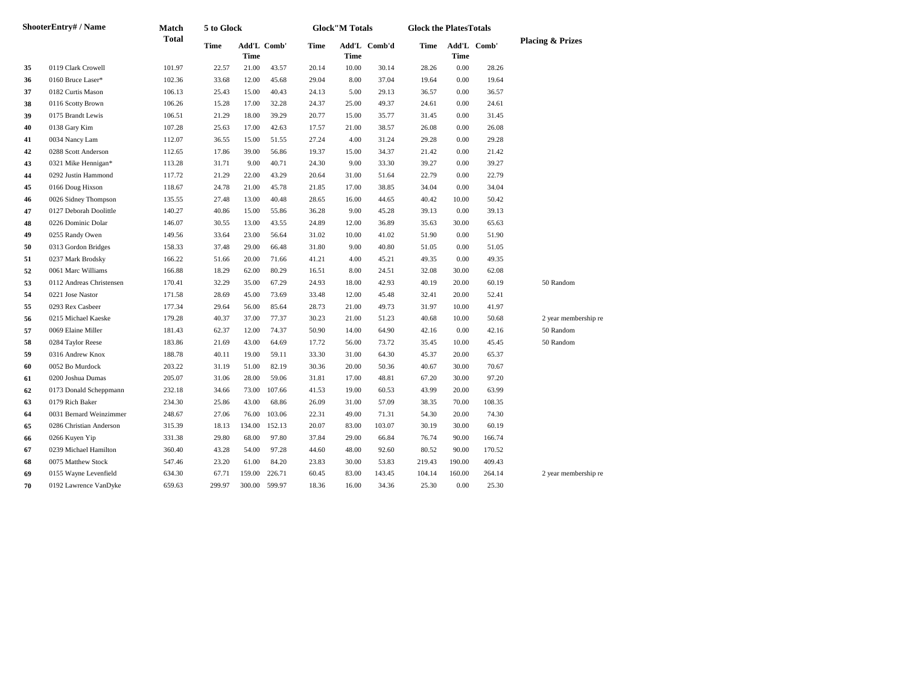| ShooterEntry# / Name | | Match Total | 5 to Glock | | | Glock"M Totals | | | Glock the PlatesTotals | | | Placing & Prizes |
|---|---|---|---|---|---|---|---|---|---|---|---|---|
| | | | Time | Add'L Time | Comb' | Time | Add'L Time | Comb'd | Time | Add'L Time | Comb' | |
| 35 | 0119 Clark Crowell | 101.97 | 22.57 | 21.00 | 43.57 | 20.14 | 10.00 | 30.14 | 28.26 | 0.00 | 28.26 | |
| 36 | 0160 Bruce Laser* | 102.36 | 33.68 | 12.00 | 45.68 | 29.04 | 8.00 | 37.04 | 19.64 | 0.00 | 19.64 | |
| 37 | 0182 Curtis Mason | 106.13 | 25.43 | 15.00 | 40.43 | 24.13 | 5.00 | 29.13 | 36.57 | 0.00 | 36.57 | |
| 38 | 0116 Scotty Brown | 106.26 | 15.28 | 17.00 | 32.28 | 24.37 | 25.00 | 49.37 | 24.61 | 0.00 | 24.61 | |
| 39 | 0175 Brandt Lewis | 106.51 | 21.29 | 18.00 | 39.29 | 20.77 | 15.00 | 35.77 | 31.45 | 0.00 | 31.45 | |
| 40 | 0138 Gary Kim | 107.28 | 25.63 | 17.00 | 42.63 | 17.57 | 21.00 | 38.57 | 26.08 | 0.00 | 26.08 | |
| 41 | 0034 Nancy Lam | 112.07 | 36.55 | 15.00 | 51.55 | 27.24 | 4.00 | 31.24 | 29.28 | 0.00 | 29.28 | |
| 42 | 0288 Scott Anderson | 112.65 | 17.86 | 39.00 | 56.86 | 19.37 | 15.00 | 34.37 | 21.42 | 0.00 | 21.42 | |
| 43 | 0321 Mike Hennigan* | 113.28 | 31.71 | 9.00 | 40.71 | 24.30 | 9.00 | 33.30 | 39.27 | 0.00 | 39.27 | |
| 44 | 0292 Justin Hammond | 117.72 | 21.29 | 22.00 | 43.29 | 20.64 | 31.00 | 51.64 | 22.79 | 0.00 | 22.79 | |
| 45 | 0166 Doug Hixson | 118.67 | 24.78 | 21.00 | 45.78 | 21.85 | 17.00 | 38.85 | 34.04 | 0.00 | 34.04 | |
| 46 | 0026 Sidney Thompson | 135.55 | 27.48 | 13.00 | 40.48 | 28.65 | 16.00 | 44.65 | 40.42 | 10.00 | 50.42 | |
| 47 | 0127 Deborah Doolittle | 140.27 | 40.86 | 15.00 | 55.86 | 36.28 | 9.00 | 45.28 | 39.13 | 0.00 | 39.13 | |
| 48 | 0226 Dominic Dolar | 146.07 | 30.55 | 13.00 | 43.55 | 24.89 | 12.00 | 36.89 | 35.63 | 30.00 | 65.63 | |
| 49 | 0255 Randy Owen | 149.56 | 33.64 | 23.00 | 56.64 | 31.02 | 10.00 | 41.02 | 51.90 | 0.00 | 51.90 | |
| 50 | 0313 Gordon Bridges | 158.33 | 37.48 | 29.00 | 66.48 | 31.80 | 9.00 | 40.80 | 51.05 | 0.00 | 51.05 | |
| 51 | 0237 Mark Brodsky | 166.22 | 51.66 | 20.00 | 71.66 | 41.21 | 4.00 | 45.21 | 49.35 | 0.00 | 49.35 | |
| 52 | 0061 Marc Williams | 166.88 | 18.29 | 62.00 | 80.29 | 16.51 | 8.00 | 24.51 | 32.08 | 30.00 | 62.08 | |
| 53 | 0112 Andreas Christensen | 170.41 | 32.29 | 35.00 | 67.29 | 24.93 | 18.00 | 42.93 | 40.19 | 20.00 | 60.19 | 50 Random |
| 54 | 0221 Jose Nastor | 171.58 | 28.69 | 45.00 | 73.69 | 33.48 | 12.00 | 45.48 | 32.41 | 20.00 | 52.41 | |
| 55 | 0293 Rex Casbeer | 177.34 | 29.64 | 56.00 | 85.64 | 28.73 | 21.00 | 49.73 | 31.97 | 10.00 | 41.97 | |
| 56 | 0215 Michael Kaeske | 179.28 | 40.37 | 37.00 | 77.37 | 30.23 | 21.00 | 51.23 | 40.68 | 10.00 | 50.68 | 2 year membership re |
| 57 | 0069 Elaine Miller | 181.43 | 62.37 | 12.00 | 74.37 | 50.90 | 14.00 | 64.90 | 42.16 | 0.00 | 42.16 | 50 Random |
| 58 | 0284 Taylor Reese | 183.86 | 21.69 | 43.00 | 64.69 | 17.72 | 56.00 | 73.72 | 35.45 | 10.00 | 45.45 | 50 Random |
| 59 | 0316 Andrew Knox | 188.78 | 40.11 | 19.00 | 59.11 | 33.30 | 31.00 | 64.30 | 45.37 | 20.00 | 65.37 | |
| 60 | 0052 Bo Murdock | 203.22 | 31.19 | 51.00 | 82.19 | 30.36 | 20.00 | 50.36 | 40.67 | 30.00 | 70.67 | |
| 61 | 0200 Joshua Dumas | 205.07 | 31.06 | 28.00 | 59.06 | 31.81 | 17.00 | 48.81 | 67.20 | 30.00 | 97.20 | |
| 62 | 0173 Donald Scheppmann | 232.18 | 34.66 | 73.00 | 107.66 | 41.53 | 19.00 | 60.53 | 43.99 | 20.00 | 63.99 | |
| 63 | 0179 Rich Baker | 234.30 | 25.86 | 43.00 | 68.86 | 26.09 | 31.00 | 57.09 | 38.35 | 70.00 | 108.35 | |
| 64 | 0031 Bernard Weinzimmer | 248.67 | 27.06 | 76.00 | 103.06 | 22.31 | 49.00 | 71.31 | 54.30 | 20.00 | 74.30 | |
| 65 | 0286 Christian Anderson | 315.39 | 18.13 | 134.00 | 152.13 | 20.07 | 83.00 | 103.07 | 30.19 | 30.00 | 60.19 | |
| 66 | 0266 Kuyen Yip | 331.38 | 29.80 | 68.00 | 97.80 | 37.84 | 29.00 | 66.84 | 76.74 | 90.00 | 166.74 | |
| 67 | 0239 Michael Hamilton | 360.40 | 43.28 | 54.00 | 97.28 | 44.60 | 48.00 | 92.60 | 80.52 | 90.00 | 170.52 | |
| 68 | 0075 Matthew Stock | 547.46 | 23.20 | 61.00 | 84.20 | 23.83 | 30.00 | 53.83 | 219.43 | 190.00 | 409.43 | |
| 69 | 0155 Wayne Levenfield | 634.30 | 67.71 | 159.00 | 226.71 | 60.45 | 83.00 | 143.45 | 104.14 | 160.00 | 264.14 | 2 year membership re |
| 70 | 0192 Lawrence VanDyke | 659.63 | 299.97 | 300.00 | 599.97 | 18.36 | 16.00 | 34.36 | 25.30 | 0.00 | 25.30 | |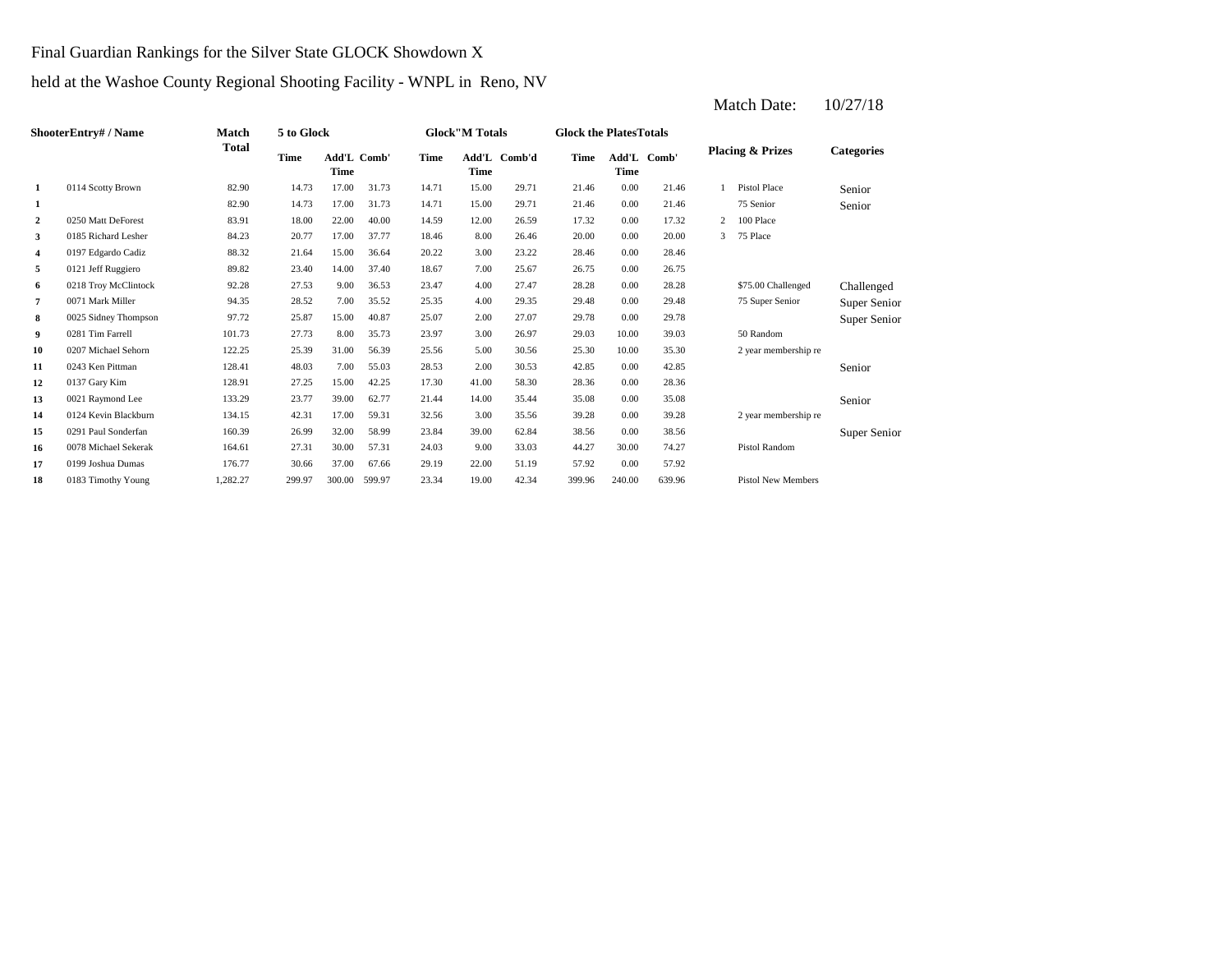Final Guardian Rankings for the Silver State GLOCK Showdown X

held at the Washoe County Regional Shooting Facility - WNPL in Reno, NV

Match Date: 10/27/18

| | ShooterEntry# / Name | Match Total | 5 to Glock | | | Glock"M Totals | | | Glock the PlatesTotals | | | Placing & Prizes | | Categories |
|---|---|---|---|---|---|---|---|---|---|---|---|---|---|---|
| | | | Time | Add'L Time | Comb' | Time | Add'L Time | Comb'd | Time | Add'L Time | Comb' | | | |
| 1 | 0114 Scotty Brown | 82.90 | 14.73 | 17.00 | 31.73 | 14.71 | 15.00 | 29.71 | 21.46 | 0.00 | 21.46 | 1 | Pistol Place | Senior |
| 1 | | 82.90 | 14.73 | 17.00 | 31.73 | 14.71 | 15.00 | 29.71 | 21.46 | 0.00 | 21.46 | | 75 Senior | Senior |
| 2 | 0250 Matt DeForest | 83.91 | 18.00 | 22.00 | 40.00 | 14.59 | 12.00 | 26.59 | 17.32 | 0.00 | 17.32 | 2 | 100 Place | |
| 3 | 0185 Richard Lesher | 84.23 | 20.77 | 17.00 | 37.77 | 18.46 | 8.00 | 26.46 | 20.00 | 0.00 | 20.00 | 3 | 75 Place | |
| 4 | 0197 Edgardo Cadiz | 88.32 | 21.64 | 15.00 | 36.64 | 20.22 | 3.00 | 23.22 | 28.46 | 0.00 | 28.46 | | | |
| 5 | 0121 Jeff Ruggiero | 89.82 | 23.40 | 14.00 | 37.40 | 18.67 | 7.00 | 25.67 | 26.75 | 0.00 | 26.75 | | | |
| 6 | 0218 Troy McClintock | 92.28 | 27.53 | 9.00 | 36.53 | 23.47 | 4.00 | 27.47 | 28.28 | 0.00 | 28.28 | | $75.00 Challenged | Challenged |
| 7 | 0071 Mark Miller | 94.35 | 28.52 | 7.00 | 35.52 | 25.35 | 4.00 | 29.35 | 29.48 | 0.00 | 29.48 | | 75 Super Senior | Super Senior |
| 8 | 0025 Sidney Thompson | 97.72 | 25.87 | 15.00 | 40.87 | 25.07 | 2.00 | 27.07 | 29.78 | 0.00 | 29.78 | | | Super Senior |
| 9 | 0281 Tim Farrell | 101.73 | 27.73 | 8.00 | 35.73 | 23.97 | 3.00 | 26.97 | 29.03 | 10.00 | 39.03 | | 50 Random | |
| 10 | 0207 Michael Sehorn | 122.25 | 25.39 | 31.00 | 56.39 | 25.56 | 5.00 | 30.56 | 25.30 | 10.00 | 35.30 | | 2 year membership re | |
| 11 | 0243 Ken Pittman | 128.41 | 48.03 | 7.00 | 55.03 | 28.53 | 2.00 | 30.53 | 42.85 | 0.00 | 42.85 | | | Senior |
| 12 | 0137 Gary Kim | 128.91 | 27.25 | 15.00 | 42.25 | 17.30 | 41.00 | 58.30 | 28.36 | 0.00 | 28.36 | | | |
| 13 | 0021 Raymond Lee | 133.29 | 23.77 | 39.00 | 62.77 | 21.44 | 14.00 | 35.44 | 35.08 | 0.00 | 35.08 | | | Senior |
| 14 | 0124 Kevin Blackburn | 134.15 | 42.31 | 17.00 | 59.31 | 32.56 | 3.00 | 35.56 | 39.28 | 0.00 | 39.28 | | 2 year membership re | |
| 15 | 0291 Paul Sonderfan | 160.39 | 26.99 | 32.00 | 58.99 | 23.84 | 39.00 | 62.84 | 38.56 | 0.00 | 38.56 | | | Super Senior |
| 16 | 0078 Michael Sekerak | 164.61 | 27.31 | 30.00 | 57.31 | 24.03 | 9.00 | 33.03 | 44.27 | 30.00 | 74.27 | | Pistol Random | |
| 17 | 0199 Joshua Dumas | 176.77 | 30.66 | 37.00 | 67.66 | 29.19 | 22.00 | 51.19 | 57.92 | 0.00 | 57.92 | | | |
| 18 | 0183 Timothy Young | 1,282.27 | 299.97 | 300.00 | 599.97 | 23.34 | 19.00 | 42.34 | 399.96 | 240.00 | 639.96 | | Pistol New Members | |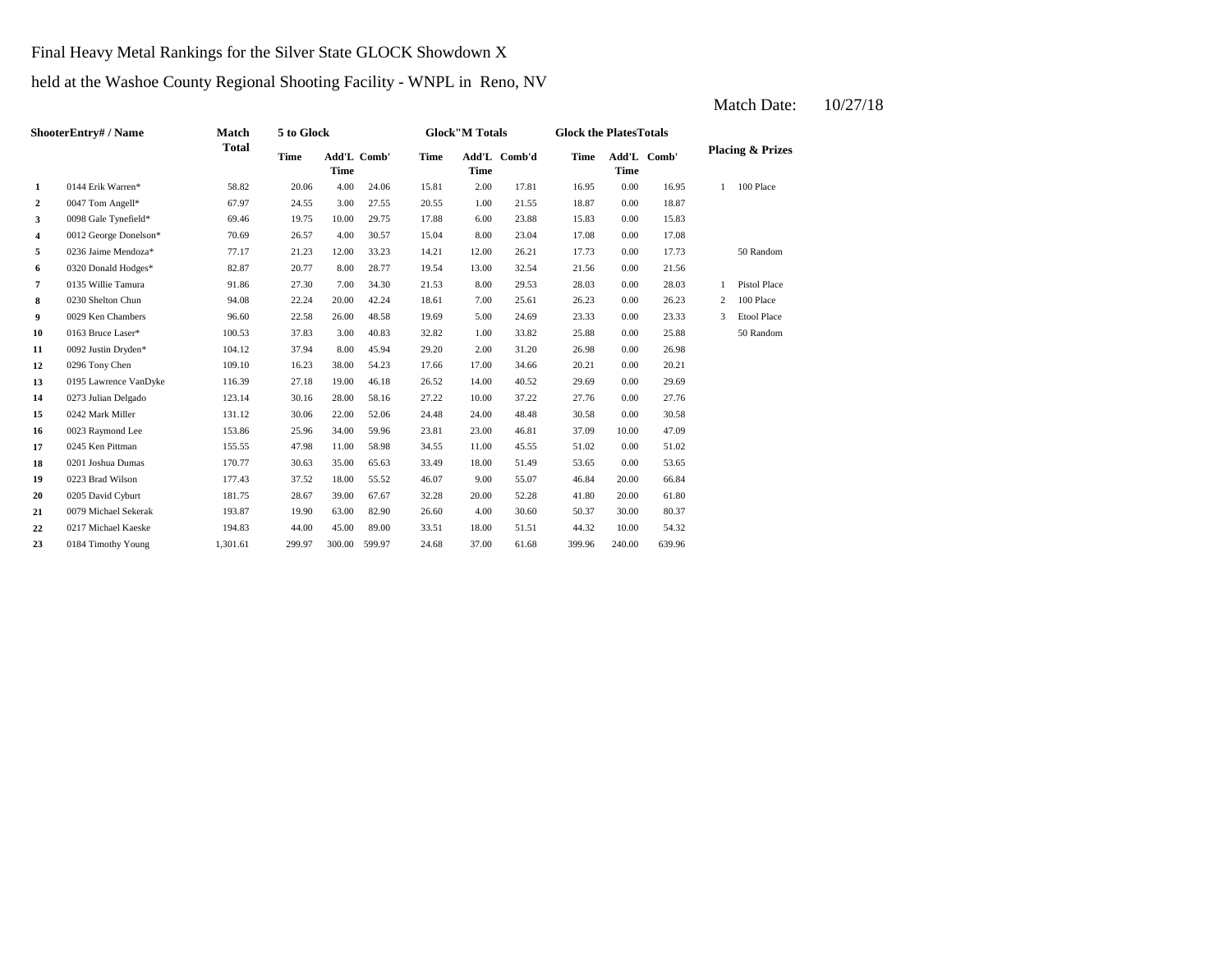Final Heavy Metal Rankings for the Silver State GLOCK Showdown X

held at the Washoe County Regional Shooting Facility - WNPL in Reno, NV

Match Date: 10/27/18

| | ShooterEntry# / Name | Match Total | 5 to Glock | | | Glock"M Totals | | | Glock the PlatesTotals | | | Placing & Prizes | |
|---|---|---|---|---|---|---|---|---|---|---|---|---|---|
| | | | Time | Add'L Time | Comb' | Time | Add'L Time | Comb'd | Time | Add'L Time | Comb' | | |
| 1 | 0144 Erik Warren* | 58.82 | 20.06 | 4.00 | 24.06 | 15.81 | 2.00 | 17.81 | 16.95 | 0.00 | 16.95 | 1 | 100 Place |
| 2 | 0047 Tom Angell* | 67.97 | 24.55 | 3.00 | 27.55 | 20.55 | 1.00 | 21.55 | 18.87 | 0.00 | 18.87 | | |
| 3 | 0098 Gale Tynefield* | 69.46 | 19.75 | 10.00 | 29.75 | 17.88 | 6.00 | 23.88 | 15.83 | 0.00 | 15.83 | | |
| 4 | 0012 George Donelson* | 70.69 | 26.57 | 4.00 | 30.57 | 15.04 | 8.00 | 23.04 | 17.08 | 0.00 | 17.08 | | |
| 5 | 0236 Jaime Mendoza* | 77.17 | 21.23 | 12.00 | 33.23 | 14.21 | 12.00 | 26.21 | 17.73 | 0.00 | 17.73 | | 50 Random |
| 6 | 0320 Donald Hodges* | 82.87 | 20.77 | 8.00 | 28.77 | 19.54 | 13.00 | 32.54 | 21.56 | 0.00 | 21.56 | | |
| 7 | 0135 Willie Tamura | 91.86 | 27.30 | 7.00 | 34.30 | 21.53 | 8.00 | 29.53 | 28.03 | 0.00 | 28.03 | 1 | Pistol Place |
| 8 | 0230 Shelton Chun | 94.08 | 22.24 | 20.00 | 42.24 | 18.61 | 7.00 | 25.61 | 26.23 | 0.00 | 26.23 | 2 | 100 Place |
| 9 | 0029 Ken Chambers | 96.60 | 22.58 | 26.00 | 48.58 | 19.69 | 5.00 | 24.69 | 23.33 | 0.00 | 23.33 | 3 | Etool Place |
| 10 | 0163 Bruce Laser* | 100.53 | 37.83 | 3.00 | 40.83 | 32.82 | 1.00 | 33.82 | 25.88 | 0.00 | 25.88 | | 50 Random |
| 11 | 0092 Justin Dryden* | 104.12 | 37.94 | 8.00 | 45.94 | 29.20 | 2.00 | 31.20 | 26.98 | 0.00 | 26.98 | | |
| 12 | 0296 Tony Chen | 109.10 | 16.23 | 38.00 | 54.23 | 17.66 | 17.00 | 34.66 | 20.21 | 0.00 | 20.21 | | |
| 13 | 0195 Lawrence VanDyke | 116.39 | 27.18 | 19.00 | 46.18 | 26.52 | 14.00 | 40.52 | 29.69 | 0.00 | 29.69 | | |
| 14 | 0273 Julian Delgado | 123.14 | 30.16 | 28.00 | 58.16 | 27.22 | 10.00 | 37.22 | 27.76 | 0.00 | 27.76 | | |
| 15 | 0242 Mark Miller | 131.12 | 30.06 | 22.00 | 52.06 | 24.48 | 24.00 | 48.48 | 30.58 | 0.00 | 30.58 | | |
| 16 | 0023 Raymond Lee | 153.86 | 25.96 | 34.00 | 59.96 | 23.81 | 23.00 | 46.81 | 37.09 | 10.00 | 47.09 | | |
| 17 | 0245 Ken Pittman | 155.55 | 47.98 | 11.00 | 58.98 | 34.55 | 11.00 | 45.55 | 51.02 | 0.00 | 51.02 | | |
| 18 | 0201 Joshua Dumas | 170.77 | 30.63 | 35.00 | 65.63 | 33.49 | 18.00 | 51.49 | 53.65 | 0.00 | 53.65 | | |
| 19 | 0223 Brad Wilson | 177.43 | 37.52 | 18.00 | 55.52 | 46.07 | 9.00 | 55.07 | 46.84 | 20.00 | 66.84 | | |
| 20 | 0205 David Cyburt | 181.75 | 28.67 | 39.00 | 67.67 | 32.28 | 20.00 | 52.28 | 41.80 | 20.00 | 61.80 | | |
| 21 | 0079 Michael Sekerak | 193.87 | 19.90 | 63.00 | 82.90 | 26.60 | 4.00 | 30.60 | 50.37 | 30.00 | 80.37 | | |
| 22 | 0217 Michael Kaeske | 194.83 | 44.00 | 45.00 | 89.00 | 33.51 | 18.00 | 51.51 | 44.32 | 10.00 | 54.32 | | |
| 23 | 0184 Timothy Young | 1,301.61 | 299.97 | 300.00 | 599.97 | 24.68 | 37.00 | 61.68 | 399.96 | 240.00 | 639.96 | | |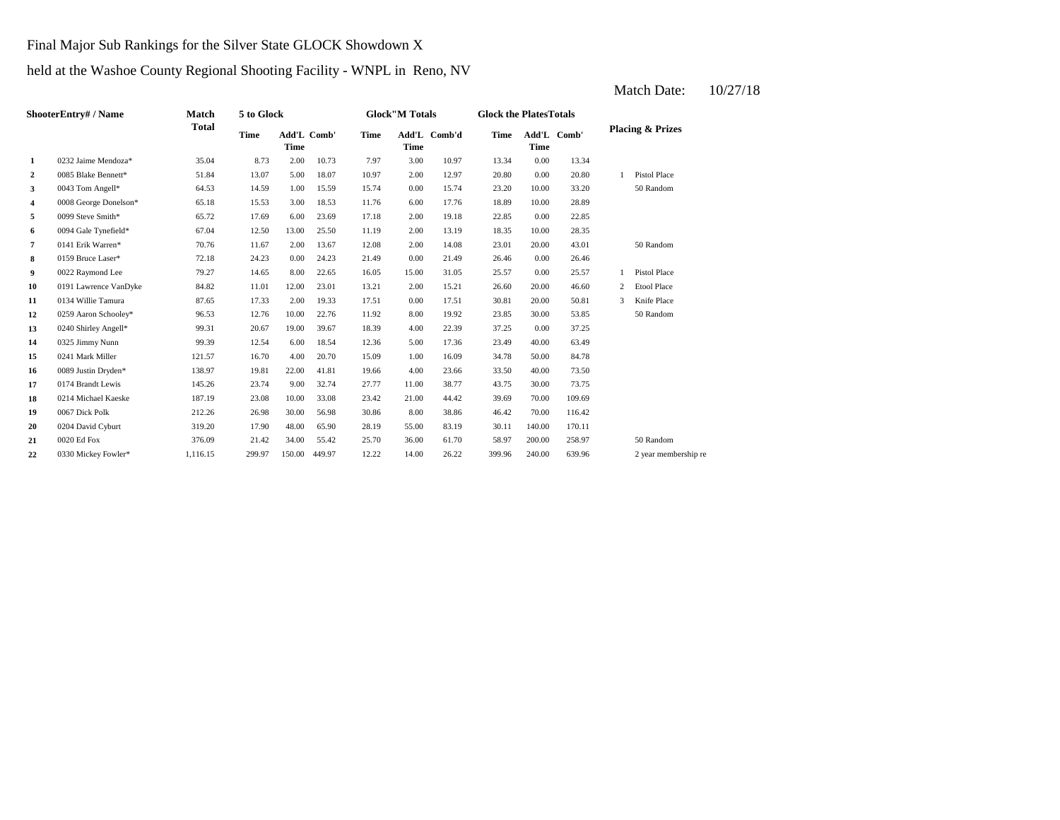Final Major Sub Rankings for the Silver State GLOCK Showdown X

held at the Washoe County Regional Shooting Facility - WNPL in Reno, NV

Match Date: 10/27/18

| | ShooterEntry# / Name | Match Total | 5 to Glock | | | Glock"M Totals | | | Glock the PlatesTotals | | | Placing & Prizes | |
|---|---|---|---|---|---|---|---|---|---|---|---|---|---|
| | | | Time | Add'L Time | Comb' | Time | Add'L Time | Comb'd | Time | Add'L Time | Comb' | | |
| 1 | 0232 Jaime Mendoza* | 35.04 | 8.73 | 2.00 | 10.73 | 7.97 | 3.00 | 10.97 | 13.34 | 0.00 | 13.34 | | |
| 2 | 0085 Blake Bennett* | 51.84 | 13.07 | 5.00 | 18.07 | 10.97 | 2.00 | 12.97 | 20.80 | 0.00 | 20.80 | 1 | Pistol Place |
| 3 | 0043 Tom Angell* | 64.53 | 14.59 | 1.00 | 15.59 | 15.74 | 0.00 | 15.74 | 23.20 | 10.00 | 33.20 | | 50 Random |
| 4 | 0008 George Donelson* | 65.18 | 15.53 | 3.00 | 18.53 | 11.76 | 6.00 | 17.76 | 18.89 | 10.00 | 28.89 | | |
| 5 | 0099 Steve Smith* | 65.72 | 17.69 | 6.00 | 23.69 | 17.18 | 2.00 | 19.18 | 22.85 | 0.00 | 22.85 | | |
| 6 | 0094 Gale Tynefield* | 67.04 | 12.50 | 13.00 | 25.50 | 11.19 | 2.00 | 13.19 | 18.35 | 10.00 | 28.35 | | |
| 7 | 0141 Erik Warren* | 70.76 | 11.67 | 2.00 | 13.67 | 12.08 | 2.00 | 14.08 | 23.01 | 20.00 | 43.01 | | 50 Random |
| 8 | 0159 Bruce Laser* | 72.18 | 24.23 | 0.00 | 24.23 | 21.49 | 0.00 | 21.49 | 26.46 | 0.00 | 26.46 | | |
| 9 | 0022 Raymond Lee | 79.27 | 14.65 | 8.00 | 22.65 | 16.05 | 15.00 | 31.05 | 25.57 | 0.00 | 25.57 | 1 | Pistol Place |
| 10 | 0191 Lawrence VanDyke | 84.82 | 11.01 | 12.00 | 23.01 | 13.21 | 2.00 | 15.21 | 26.60 | 20.00 | 46.60 | 2 | Etool Place |
| 11 | 0134 Willie Tamura | 87.65 | 17.33 | 2.00 | 19.33 | 17.51 | 0.00 | 17.51 | 30.81 | 20.00 | 50.81 | 3 | Knife Place |
| 12 | 0259 Aaron Schooley* | 96.53 | 12.76 | 10.00 | 22.76 | 11.92 | 8.00 | 19.92 | 23.85 | 30.00 | 53.85 | | 50 Random |
| 13 | 0240 Shirley Angell* | 99.31 | 20.67 | 19.00 | 39.67 | 18.39 | 4.00 | 22.39 | 37.25 | 0.00 | 37.25 | | |
| 14 | 0325 Jimmy Nunn | 99.39 | 12.54 | 6.00 | 18.54 | 12.36 | 5.00 | 17.36 | 23.49 | 40.00 | 63.49 | | |
| 15 | 0241 Mark Miller | 121.57 | 16.70 | 4.00 | 20.70 | 15.09 | 1.00 | 16.09 | 34.78 | 50.00 | 84.78 | | |
| 16 | 0089 Justin Dryden* | 138.97 | 19.81 | 22.00 | 41.81 | 19.66 | 4.00 | 23.66 | 33.50 | 40.00 | 73.50 | | |
| 17 | 0174 Brandt Lewis | 145.26 | 23.74 | 9.00 | 32.74 | 27.77 | 11.00 | 38.77 | 43.75 | 30.00 | 73.75 | | |
| 18 | 0214 Michael Kaeske | 187.19 | 23.08 | 10.00 | 33.08 | 23.42 | 21.00 | 44.42 | 39.69 | 70.00 | 109.69 | | |
| 19 | 0067 Dick Polk | 212.26 | 26.98 | 30.00 | 56.98 | 30.86 | 8.00 | 38.86 | 46.42 | 70.00 | 116.42 | | |
| 20 | 0204 David Cyburt | 319.20 | 17.90 | 48.00 | 65.90 | 28.19 | 55.00 | 83.19 | 30.11 | 140.00 | 170.11 | | |
| 21 | 0020 Ed Fox | 376.09 | 21.42 | 34.00 | 55.42 | 25.70 | 36.00 | 61.70 | 58.97 | 200.00 | 258.97 | | 50 Random |
| 22 | 0330 Mickey Fowler* | 1,116.15 | 299.97 | 150.00 | 449.97 | 12.22 | 14.00 | 26.22 | 399.96 | 240.00 | 639.96 | | 2 year membership re |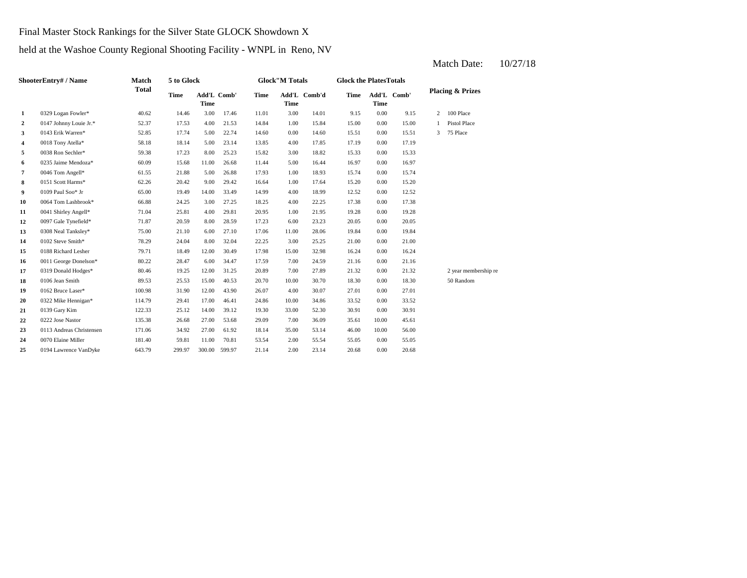Final Master Stock Rankings for the Silver State GLOCK Showdown X

held at the Washoe County Regional Shooting Facility - WNPL in Reno, NV

Match Date: 10/27/18

| | ShooterEntry# / Name | Match Total | 5 to Glock | | | Glock"M Totals | | | Glock the PlatesTotals | | | Placing & Prizes | |
|---|---|---|---|---|---|---|---|---|---|---|---|---|---|
| | | | Time | Add'L Time | Comb' | Time | Add'L Time | Comb'd | Time | Add'L Time | Comb' | | |
| 1 | 0329 Logan Fowler* | 40.62 | 14.46 | 3.00 | 17.46 | 11.01 | 3.00 | 14.01 | 9.15 | 0.00 | 9.15 | 2 | 100 Place |
| 2 | 0147 Johnny Louie Jr.* | 52.37 | 17.53 | 4.00 | 21.53 | 14.84 | 1.00 | 15.84 | 15.00 | 0.00 | 15.00 | 1 | Pistol Place |
| 3 | 0143 Erik Warren* | 52.85 | 17.74 | 5.00 | 22.74 | 14.60 | 0.00 | 14.60 | 15.51 | 0.00 | 15.51 | 3 | 75 Place |
| 4 | 0018 Tony Atella* | 58.18 | 18.14 | 5.00 | 23.14 | 13.85 | 4.00 | 17.85 | 17.19 | 0.00 | 17.19 | | |
| 5 | 0038 Ron Sechler* | 59.38 | 17.23 | 8.00 | 25.23 | 15.82 | 3.00 | 18.82 | 15.33 | 0.00 | 15.33 | | |
| 6 | 0235 Jaime Mendoza* | 60.09 | 15.68 | 11.00 | 26.68 | 11.44 | 5.00 | 16.44 | 16.97 | 0.00 | 16.97 | | |
| 7 | 0046 Tom Angell* | 61.55 | 21.88 | 5.00 | 26.88 | 17.93 | 1.00 | 18.93 | 15.74 | 0.00 | 15.74 | | |
| 8 | 0151 Scott Harms* | 62.26 | 20.42 | 9.00 | 29.42 | 16.64 | 1.00 | 17.64 | 15.20 | 0.00 | 15.20 | | |
| 9 | 0109 Paul Soo* Jr | 65.00 | 19.49 | 14.00 | 33.49 | 14.99 | 4.00 | 18.99 | 12.52 | 0.00 | 12.52 | | |
| 10 | 0064 Tom Lashbrook* | 66.88 | 24.25 | 3.00 | 27.25 | 18.25 | 4.00 | 22.25 | 17.38 | 0.00 | 17.38 | | |
| 11 | 0041 Shirley Angell* | 71.04 | 25.81 | 4.00 | 29.81 | 20.95 | 1.00 | 21.95 | 19.28 | 0.00 | 19.28 | | |
| 12 | 0097 Gale Tynefield* | 71.87 | 20.59 | 8.00 | 28.59 | 17.23 | 6.00 | 23.23 | 20.05 | 0.00 | 20.05 | | |
| 13 | 0308 Neal Tanksley* | 75.00 | 21.10 | 6.00 | 27.10 | 17.06 | 11.00 | 28.06 | 19.84 | 0.00 | 19.84 | | |
| 14 | 0102 Steve Smith* | 78.29 | 24.04 | 8.00 | 32.04 | 22.25 | 3.00 | 25.25 | 21.00 | 0.00 | 21.00 | | |
| 15 | 0188 Richard Lesher | 79.71 | 18.49 | 12.00 | 30.49 | 17.98 | 15.00 | 32.98 | 16.24 | 0.00 | 16.24 | | |
| 16 | 0011 George Donelson* | 80.22 | 28.47 | 6.00 | 34.47 | 17.59 | 7.00 | 24.59 | 21.16 | 0.00 | 21.16 | | |
| 17 | 0319 Donald Hodges* | 80.46 | 19.25 | 12.00 | 31.25 | 20.89 | 7.00 | 27.89 | 21.32 | 0.00 | 21.32 | | 2 year membership re |
| 18 | 0106 Jean Smith | 89.53 | 25.53 | 15.00 | 40.53 | 20.70 | 10.00 | 30.70 | 18.30 | 0.00 | 18.30 | | 50 Random |
| 19 | 0162 Bruce Laser* | 100.98 | 31.90 | 12.00 | 43.90 | 26.07 | 4.00 | 30.07 | 27.01 | 0.00 | 27.01 | | |
| 20 | 0322 Mike Hennigan* | 114.79 | 29.41 | 17.00 | 46.41 | 24.86 | 10.00 | 34.86 | 33.52 | 0.00 | 33.52 | | |
| 21 | 0139 Gary Kim | 122.33 | 25.12 | 14.00 | 39.12 | 19.30 | 33.00 | 52.30 | 30.91 | 0.00 | 30.91 | | |
| 22 | 0222 Jose Nastor | 135.38 | 26.68 | 27.00 | 53.68 | 29.09 | 7.00 | 36.09 | 35.61 | 10.00 | 45.61 | | |
| 23 | 0113 Andreas Christensen | 171.06 | 34.92 | 27.00 | 61.92 | 18.14 | 35.00 | 53.14 | 46.00 | 10.00 | 56.00 | | |
| 24 | 0070 Elaine Miller | 181.40 | 59.81 | 11.00 | 70.81 | 53.54 | 2.00 | 55.54 | 55.05 | 0.00 | 55.05 | | |
| 25 | 0194 Lawrence VanDyke | 643.79 | 299.97 | 300.00 | 599.97 | 21.14 | 2.00 | 23.14 | 20.68 | 0.00 | 20.68 | | |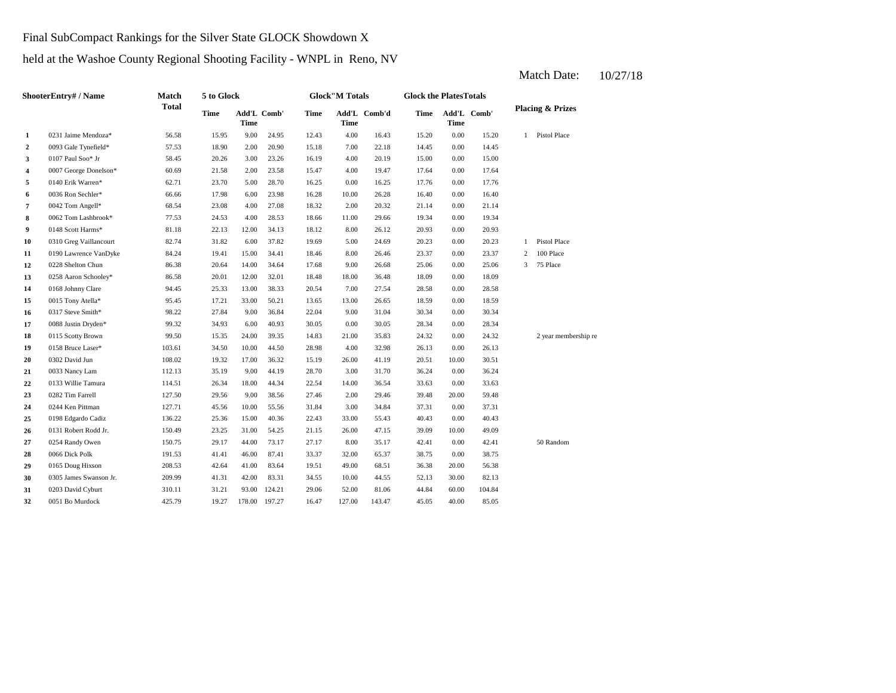Final SubCompact Rankings for the Silver State GLOCK Showdown X

held at the Washoe County Regional Shooting Facility - WNPL in Reno, NV

Match Date: 10/27/18

| | ShooterEntry# / Name | Match Total | 5 to Glock | | | Glock"M Totals | | | Glock the PlatesTotals | | | Placing & Prizes | |
|---|---|---|---|---|---|---|---|---|---|---|---|---|---|
| | | | Time | Add'L Time | Comb' | Time | Add'L Time | Comb'd | Time | Add'L Time | Comb' | | |
| 1 | 0231 Jaime Mendoza* | 56.58 | 15.95 | 9.00 | 24.95 | 12.43 | 4.00 | 16.43 | 15.20 | 0.00 | 15.20 | 1 | Pistol Place |
| 2 | 0093 Gale Tynefield* | 57.53 | 18.90 | 2.00 | 20.90 | 15.18 | 7.00 | 22.18 | 14.45 | 0.00 | 14.45 | | |
| 3 | 0107 Paul Soo* Jr | 58.45 | 20.26 | 3.00 | 23.26 | 16.19 | 4.00 | 20.19 | 15.00 | 0.00 | 15.00 | | |
| 4 | 0007 George Donelson* | 60.69 | 21.58 | 2.00 | 23.58 | 15.47 | 4.00 | 19.47 | 17.64 | 0.00 | 17.64 | | |
| 5 | 0140 Erik Warren* | 62.71 | 23.70 | 5.00 | 28.70 | 16.25 | 0.00 | 16.25 | 17.76 | 0.00 | 17.76 | | |
| 6 | 0036 Ron Sechler* | 66.66 | 17.98 | 6.00 | 23.98 | 16.28 | 10.00 | 26.28 | 16.40 | 0.00 | 16.40 | | |
| 7 | 0042 Tom Angell* | 68.54 | 23.08 | 4.00 | 27.08 | 18.32 | 2.00 | 20.32 | 21.14 | 0.00 | 21.14 | | |
| 8 | 0062 Tom Lashbrook* | 77.53 | 24.53 | 4.00 | 28.53 | 18.66 | 11.00 | 29.66 | 19.34 | 0.00 | 19.34 | | |
| 9 | 0148 Scott Harms* | 81.18 | 22.13 | 12.00 | 34.13 | 18.12 | 8.00 | 26.12 | 20.93 | 0.00 | 20.93 | | |
| 10 | 0310 Greg Vaillancourt | 82.74 | 31.82 | 6.00 | 37.82 | 19.69 | 5.00 | 24.69 | 20.23 | 0.00 | 20.23 | 1 | Pistol Place |
| 11 | 0190 Lawrence VanDyke | 84.24 | 19.41 | 15.00 | 34.41 | 18.46 | 8.00 | 26.46 | 23.37 | 0.00 | 23.37 | 2 | 100 Place |
| 12 | 0228 Shelton Chun | 86.38 | 20.64 | 14.00 | 34.64 | 17.68 | 9.00 | 26.68 | 25.06 | 0.00 | 25.06 | 3 | 75 Place |
| 13 | 0258 Aaron Schooley* | 86.58 | 20.01 | 12.00 | 32.01 | 18.48 | 18.00 | 36.48 | 18.09 | 0.00 | 18.09 | | |
| 14 | 0168 Johnny Clare | 94.45 | 25.33 | 13.00 | 38.33 | 20.54 | 7.00 | 27.54 | 28.58 | 0.00 | 28.58 | | |
| 15 | 0015 Tony Atella* | 95.45 | 17.21 | 33.00 | 50.21 | 13.65 | 13.00 | 26.65 | 18.59 | 0.00 | 18.59 | | |
| 16 | 0317 Steve Smith* | 98.22 | 27.84 | 9.00 | 36.84 | 22.04 | 9.00 | 31.04 | 30.34 | 0.00 | 30.34 | | |
| 17 | 0088 Justin Dryden* | 99.32 | 34.93 | 6.00 | 40.93 | 30.05 | 0.00 | 30.05 | 28.34 | 0.00 | 28.34 | | |
| 18 | 0115 Scotty Brown | 99.50 | 15.35 | 24.00 | 39.35 | 14.83 | 21.00 | 35.83 | 24.32 | 0.00 | 24.32 | | 2 year membership re |
| 19 | 0158 Bruce Laser* | 103.61 | 34.50 | 10.00 | 44.50 | 28.98 | 4.00 | 32.98 | 26.13 | 0.00 | 26.13 | | |
| 20 | 0302 David Jun | 108.02 | 19.32 | 17.00 | 36.32 | 15.19 | 26.00 | 41.19 | 20.51 | 10.00 | 30.51 | | |
| 21 | 0033 Nancy Lam | 112.13 | 35.19 | 9.00 | 44.19 | 28.70 | 3.00 | 31.70 | 36.24 | 0.00 | 36.24 | | |
| 22 | 0133 Willie Tamura | 114.51 | 26.34 | 18.00 | 44.34 | 22.54 | 14.00 | 36.54 | 33.63 | 0.00 | 33.63 | | |
| 23 | 0282 Tim Farrell | 127.50 | 29.56 | 9.00 | 38.56 | 27.46 | 2.00 | 29.46 | 39.48 | 20.00 | 59.48 | | |
| 24 | 0244 Ken Pittman | 127.71 | 45.56 | 10.00 | 55.56 | 31.84 | 3.00 | 34.84 | 37.31 | 0.00 | 37.31 | | |
| 25 | 0198 Edgardo Cadiz | 136.22 | 25.36 | 15.00 | 40.36 | 22.43 | 33.00 | 55.43 | 40.43 | 0.00 | 40.43 | | |
| 26 | 0131 Robert Rodd Jr. | 150.49 | 23.25 | 31.00 | 54.25 | 21.15 | 26.00 | 47.15 | 39.09 | 10.00 | 49.09 | | |
| 27 | 0254 Randy Owen | 150.75 | 29.17 | 44.00 | 73.17 | 27.17 | 8.00 | 35.17 | 42.41 | 0.00 | 42.41 | | 50 Random |
| 28 | 0066 Dick Polk | 191.53 | 41.41 | 46.00 | 87.41 | 33.37 | 32.00 | 65.37 | 38.75 | 0.00 | 38.75 | | |
| 29 | 0165 Doug Hixson | 208.53 | 42.64 | 41.00 | 83.64 | 19.51 | 49.00 | 68.51 | 36.38 | 20.00 | 56.38 | | |
| 30 | 0305 James Swanson Jr. | 209.99 | 41.31 | 42.00 | 83.31 | 34.55 | 10.00 | 44.55 | 52.13 | 30.00 | 82.13 | | |
| 31 | 0203 David Cyburt | 310.11 | 31.21 | 93.00 | 124.21 | 29.06 | 52.00 | 81.06 | 44.84 | 60.00 | 104.84 | | |
| 32 | 0051 Bo Murdock | 425.79 | 19.27 | 178.00 | 197.27 | 16.47 | 127.00 | 143.47 | 45.05 | 40.00 | 85.05 | | |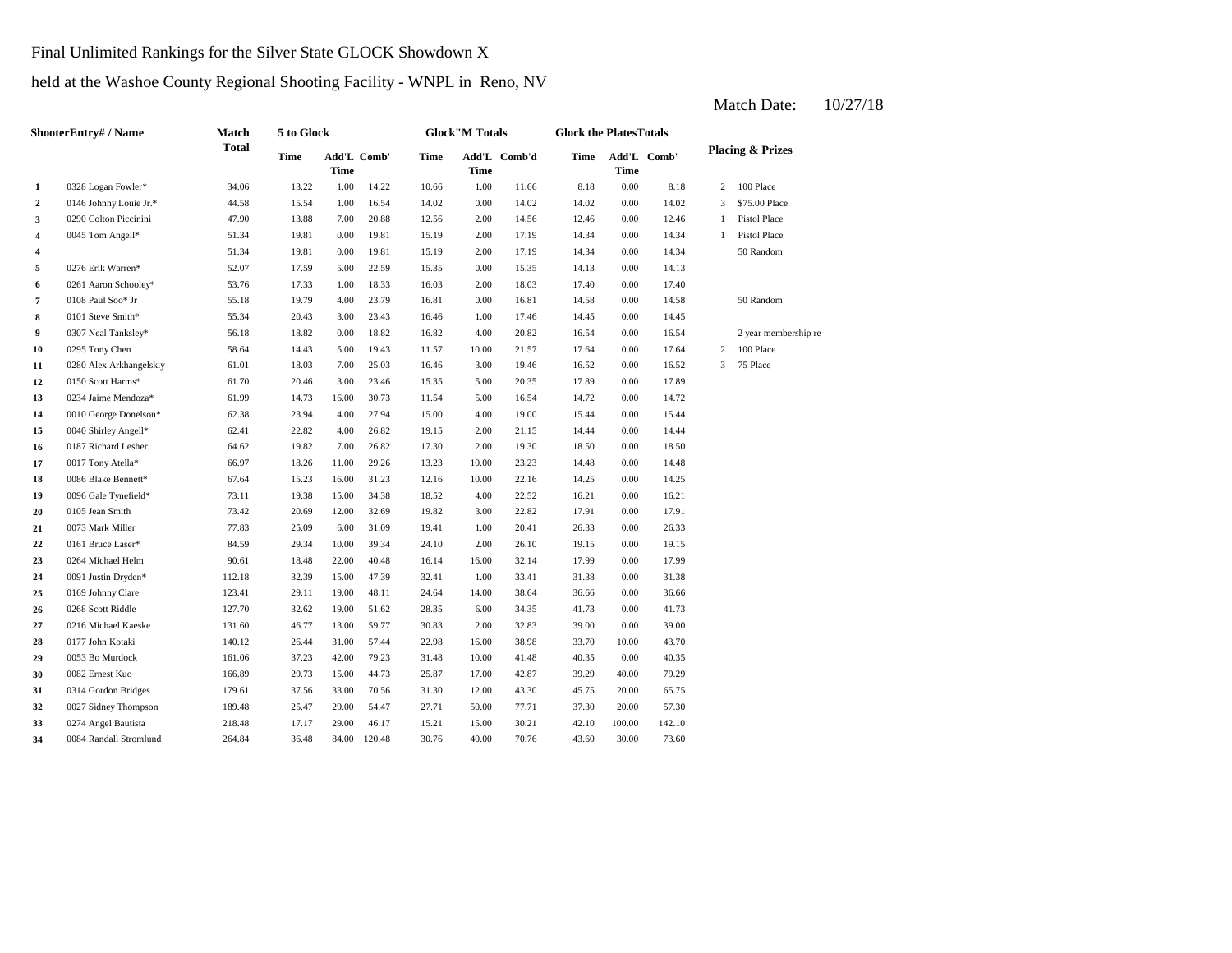Final Unlimited Rankings for the Silver State GLOCK Showdown X

held at the Washoe County Regional Shooting Facility - WNPL in Reno, NV

Match Date: 10/27/18

| | ShooterEntry# / Name | Match Total | 5 to Glock | | | Glock"M Totals | | | Glock the PlatesTotals | | | Placing & Prizes | |
|---|---|---|---|---|---|---|---|---|---|---|---|---|---|
| | | | Time | Add'L Time | Comb' | Time | Add'L Time | Comb'd | Time | Add'L Time | Comb' | | |
| 1 | 0328 Logan Fowler* | 34.06 | 13.22 | 1.00 | 14.22 | 10.66 | 1.00 | 11.66 | 8.18 | 0.00 | 8.18 | 2 | 100 Place |
| 2 | 0146 Johnny Louie Jr.* | 44.58 | 15.54 | 1.00 | 16.54 | 14.02 | 0.00 | 14.02 | 14.02 | 0.00 | 14.02 | 3 | $75.00 Place |
| 3 | 0290 Colton Piccinini | 47.90 | 13.88 | 7.00 | 20.88 | 12.56 | 2.00 | 14.56 | 12.46 | 0.00 | 12.46 | 1 | Pistol Place |
| 4 | 0045 Tom Angell* | 51.34 | 19.81 | 0.00 | 19.81 | 15.19 | 2.00 | 17.19 | 14.34 | 0.00 | 14.34 | 1 | Pistol Place |
| 4 | | 51.34 | 19.81 | 0.00 | 19.81 | 15.19 | 2.00 | 17.19 | 14.34 | 0.00 | 14.34 | | 50 Random |
| 5 | 0276 Erik Warren* | 52.07 | 17.59 | 5.00 | 22.59 | 15.35 | 0.00 | 15.35 | 14.13 | 0.00 | 14.13 | | |
| 6 | 0261 Aaron Schooley* | 53.76 | 17.33 | 1.00 | 18.33 | 16.03 | 2.00 | 18.03 | 17.40 | 0.00 | 17.40 | | |
| 7 | 0108 Paul Soo* Jr | 55.18 | 19.79 | 4.00 | 23.79 | 16.81 | 0.00 | 16.81 | 14.58 | 0.00 | 14.58 | | 50 Random |
| 8 | 0101 Steve Smith* | 55.34 | 20.43 | 3.00 | 23.43 | 16.46 | 1.00 | 17.46 | 14.45 | 0.00 | 14.45 | | |
| 9 | 0307 Neal Tanksley* | 56.18 | 18.82 | 0.00 | 18.82 | 16.82 | 4.00 | 20.82 | 16.54 | 0.00 | 16.54 | | 2 year membership re |
| 10 | 0295 Tony Chen | 58.64 | 14.43 | 5.00 | 19.43 | 11.57 | 10.00 | 21.57 | 17.64 | 0.00 | 17.64 | 2 | 100 Place |
| 11 | 0280 Alex Arkhangelskiy | 61.01 | 18.03 | 7.00 | 25.03 | 16.46 | 3.00 | 19.46 | 16.52 | 0.00 | 16.52 | 3 | 75 Place |
| 12 | 0150 Scott Harms* | 61.70 | 20.46 | 3.00 | 23.46 | 15.35 | 5.00 | 20.35 | 17.89 | 0.00 | 17.89 | | |
| 13 | 0234 Jaime Mendoza* | 61.99 | 14.73 | 16.00 | 30.73 | 11.54 | 5.00 | 16.54 | 14.72 | 0.00 | 14.72 | | |
| 14 | 0010 George Donelson* | 62.38 | 23.94 | 4.00 | 27.94 | 15.00 | 4.00 | 19.00 | 15.44 | 0.00 | 15.44 | | |
| 15 | 0040 Shirley Angell* | 62.41 | 22.82 | 4.00 | 26.82 | 19.15 | 2.00 | 21.15 | 14.44 | 0.00 | 14.44 | | |
| 16 | 0187 Richard Lesher | 64.62 | 19.82 | 7.00 | 26.82 | 17.30 | 2.00 | 19.30 | 18.50 | 0.00 | 18.50 | | |
| 17 | 0017 Tony Atella* | 66.97 | 18.26 | 11.00 | 29.26 | 13.23 | 10.00 | 23.23 | 14.48 | 0.00 | 14.48 | | |
| 18 | 0086 Blake Bennett* | 67.64 | 15.23 | 16.00 | 31.23 | 12.16 | 10.00 | 22.16 | 14.25 | 0.00 | 14.25 | | |
| 19 | 0096 Gale Tynefield* | 73.11 | 19.38 | 15.00 | 34.38 | 18.52 | 4.00 | 22.52 | 16.21 | 0.00 | 16.21 | | |
| 20 | 0105 Jean Smith | 73.42 | 20.69 | 12.00 | 32.69 | 19.82 | 3.00 | 22.82 | 17.91 | 0.00 | 17.91 | | |
| 21 | 0073 Mark Miller | 77.83 | 25.09 | 6.00 | 31.09 | 19.41 | 1.00 | 20.41 | 26.33 | 0.00 | 26.33 | | |
| 22 | 0161 Bruce Laser* | 84.59 | 29.34 | 10.00 | 39.34 | 24.10 | 2.00 | 26.10 | 19.15 | 0.00 | 19.15 | | |
| 23 | 0264 Michael Helm | 90.61 | 18.48 | 22.00 | 40.48 | 16.14 | 16.00 | 32.14 | 17.99 | 0.00 | 17.99 | | |
| 24 | 0091 Justin Dryden* | 112.18 | 32.39 | 15.00 | 47.39 | 32.41 | 1.00 | 33.41 | 31.38 | 0.00 | 31.38 | | |
| 25 | 0169 Johnny Clare | 123.41 | 29.11 | 19.00 | 48.11 | 24.64 | 14.00 | 38.64 | 36.66 | 0.00 | 36.66 | | |
| 26 | 0268 Scott Riddle | 127.70 | 32.62 | 19.00 | 51.62 | 28.35 | 6.00 | 34.35 | 41.73 | 0.00 | 41.73 | | |
| 27 | 0216 Michael Kaeske | 131.60 | 46.77 | 13.00 | 59.77 | 30.83 | 2.00 | 32.83 | 39.00 | 0.00 | 39.00 | | |
| 28 | 0177 John Kotaki | 140.12 | 26.44 | 31.00 | 57.44 | 22.98 | 16.00 | 38.98 | 33.70 | 10.00 | 43.70 | | |
| 29 | 0053 Bo Murdock | 161.06 | 37.23 | 42.00 | 79.23 | 31.48 | 10.00 | 41.48 | 40.35 | 0.00 | 40.35 | | |
| 30 | 0082 Ernest Kuo | 166.89 | 29.73 | 15.00 | 44.73 | 25.87 | 17.00 | 42.87 | 39.29 | 40.00 | 79.29 | | |
| 31 | 0314 Gordon Bridges | 179.61 | 37.56 | 33.00 | 70.56 | 31.30 | 12.00 | 43.30 | 45.75 | 20.00 | 65.75 | | |
| 32 | 0027 Sidney Thompson | 189.48 | 25.47 | 29.00 | 54.47 | 27.71 | 50.00 | 77.71 | 37.30 | 20.00 | 57.30 | | |
| 33 | 0274 Angel Bautista | 218.48 | 17.17 | 29.00 | 46.17 | 15.21 | 15.00 | 30.21 | 42.10 | 100.00 | 142.10 | | |
| 34 | 0084 Randall Stromlund | 264.84 | 36.48 | 84.00 | 120.48 | 30.76 | 40.00 | 70.76 | 43.60 | 30.00 | 73.60 | | |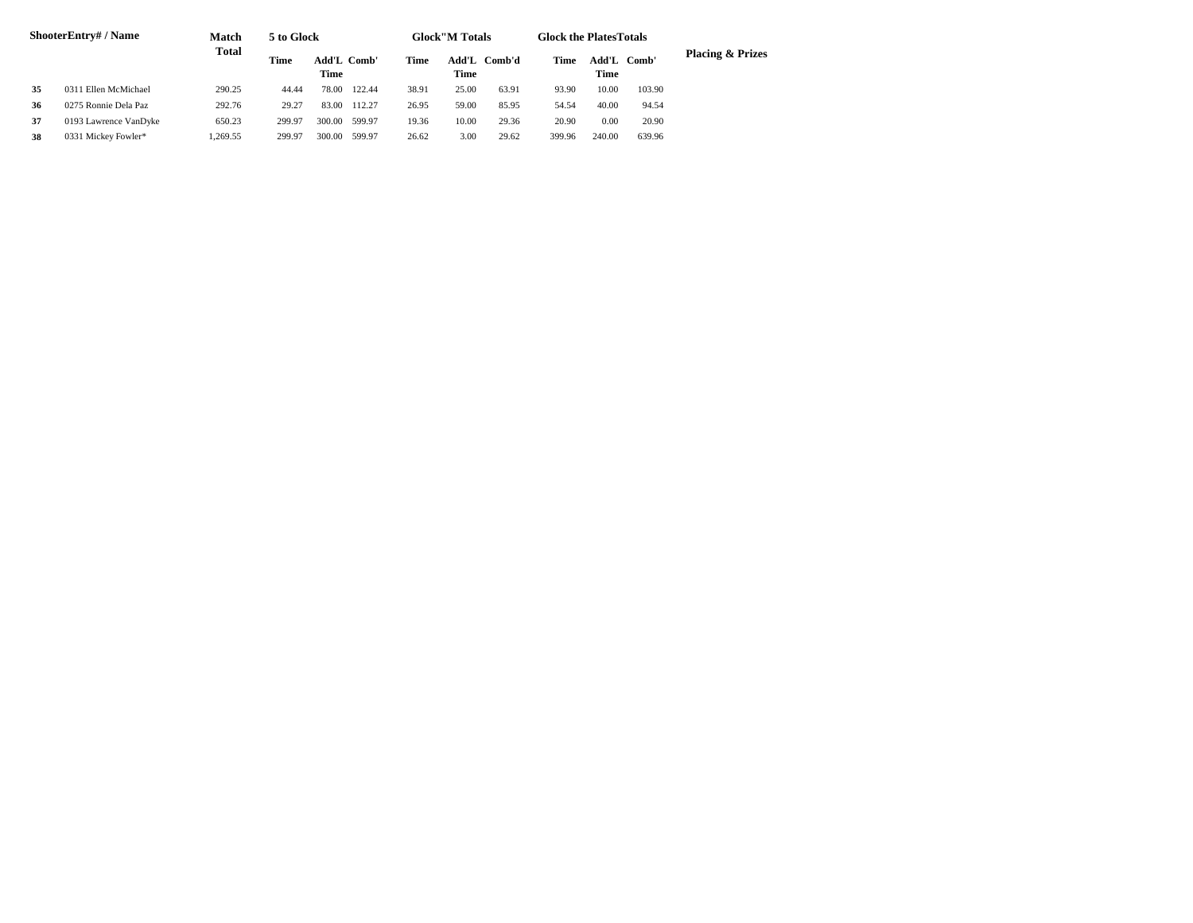| Shooter | Entry# / Name | Match Total | 5 to Glock | | | Glock"M Totals | | | Glock the Plates Totals | | | Placing & Prizes |
|---|---|---|---|---|---|---|---|---|---|---|---|---|
| | | | Time | Add'L Time | Comb' | Time | Add'L Time | Comb'd | Time | Add'L Time | Comb' | |
| 35 | 0311 Ellen McMichael | 290.25 | 44.44 | 78.00 | 122.44 | 38.91 | 25.00 | 63.91 | 93.90 | 10.00 | 103.90 | |
| 36 | 0275 Ronnie Dela Paz | 292.76 | 29.27 | 83.00 | 112.27 | 26.95 | 59.00 | 85.95 | 54.54 | 40.00 | 94.54 | |
| 37 | 0193 Lawrence VanDyke | 650.23 | 299.97 | 300.00 | 599.97 | 19.36 | 10.00 | 29.36 | 20.90 | 0.00 | 20.90 | |
| 38 | 0331 Mickey Fowler* | 1,269.55 | 299.97 | 300.00 | 599.97 | 26.62 | 3.00 | 29.62 | 399.96 | 240.00 | 639.96 | |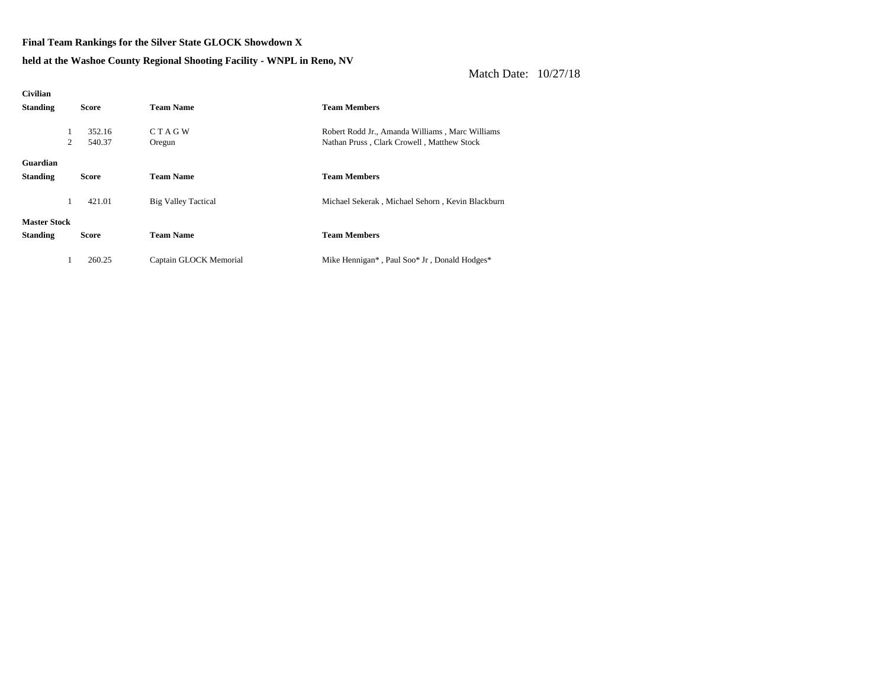**Final Team Rankings for the Silver State GLOCK Showdown X**

**held at the Washoe County Regional Shooting Facility - WNPL in Reno, NV**

Match Date: 10/27/18

**Civilian**

| Standing | Score | Team Name | Team Members |
|---|---|---|---|
| 1 | 352.16 | C T A G W | Robert Rodd Jr., Amanda Williams , Marc Williams |
| 2 | 540.37 | Oregun | Nathan Pruss , Clark Crowell , Matthew Stock |

**Guardian**

| Standing | Score | Team Name | Team Members |
|---|---|---|---|
| 1 | 421.01 | Big Valley Tactical | Michael Sekerak , Michael Sehorn , Kevin Blackburn |

**Master Stock**

| Standing | Score | Team Name | Team Members |
|---|---|---|---|
| 1 | 260.25 | Captain GLOCK Memorial | Mike Hennigan* , Paul Soo* Jr , Donald Hodges* |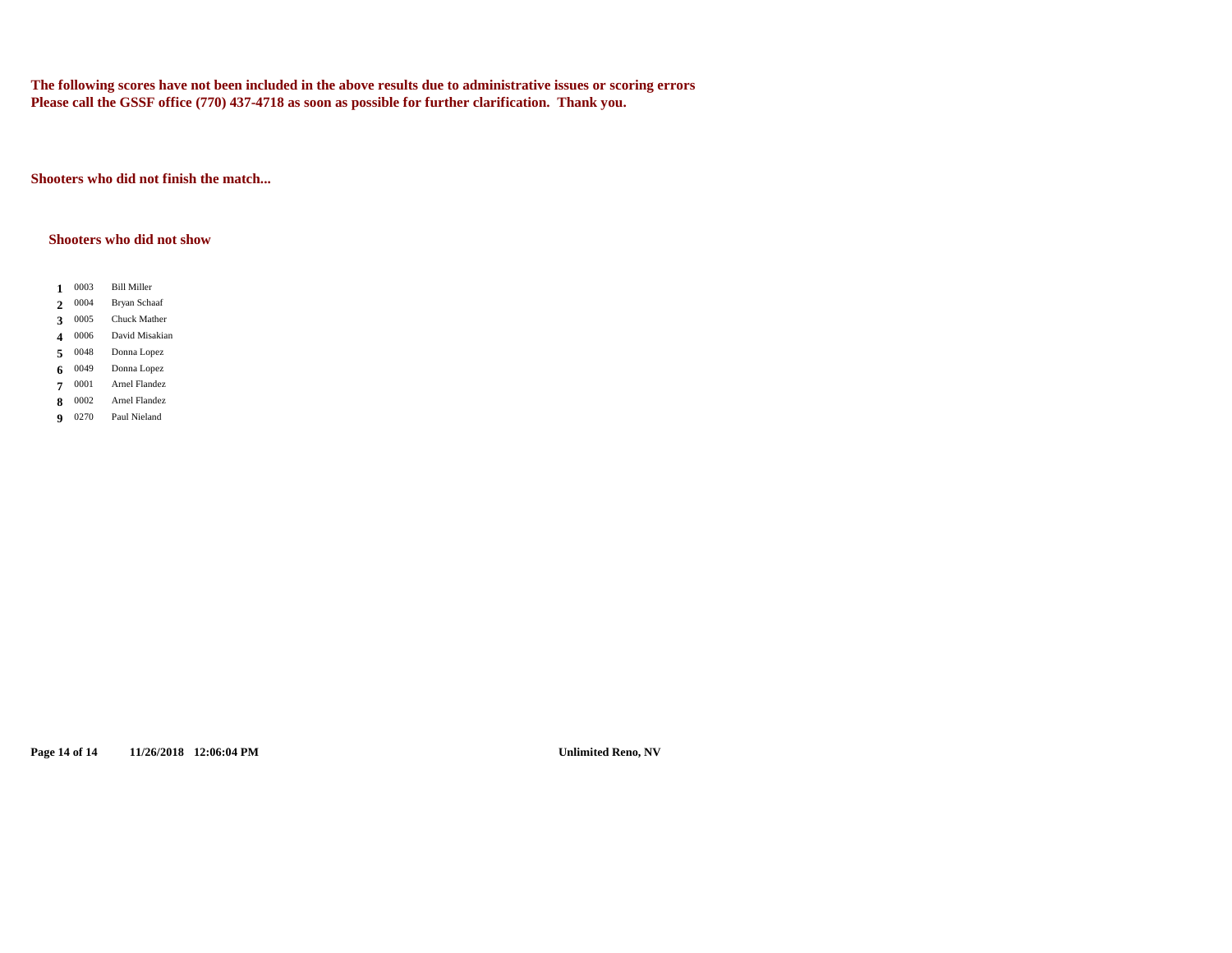**The following scores have not been included in the above results due to administrative issues or scoring errors**
**Please call the GSSF office (770) 437-4718 as soon as possible for further clarification. Thank you.**

**Shooters who did not finish the match...**

**Shooters who did not show**

| | | |
|---|---|---|
| **1** | 0003 | Bill Miller |
| **2** | 0004 | Bryan Schaaf |
| **3** | 0005 | Chuck Mather |
| **4** | 0006 | David Misakian |
| **5** | 0048 | Donna Lopez |
| **6** | 0049 | Donna Lopez |
| **7** | 0001 | Arnel Flandez |
| **8** | 0002 | Arnel Flandez |
| **9** | 0270 | Paul Nieland |